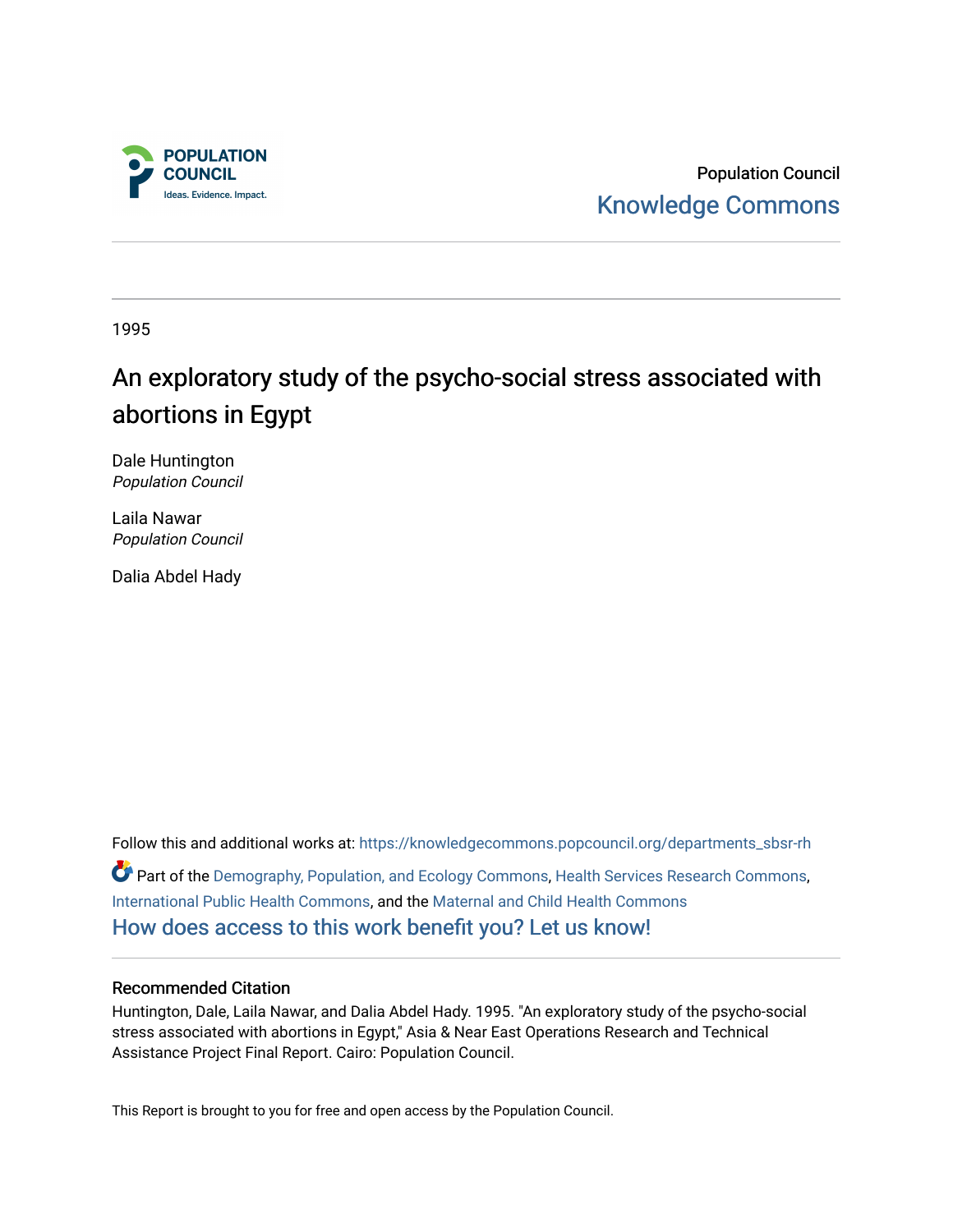Population Council
Knowledge Commons

1995

# An exploratory study of the psycho-social stress associated with abortions in Egypt

Dale Huntington
*Population Council*

Laila Nawar
*Population Council*

Dalia Abdel Hady

Follow this and additional works at: https://knowledgecommons.popcouncil.org/departments_sbsr-rh

Part of the Demography, Population, and Ecology Commons, Health Services Research Commons, International Public Health Commons, and the Maternal and Child Health Commons

How does access to this work benefit you? Let us know!

## Recommended Citation

Huntington, Dale, Laila Nawar, and Dalia Abdel Hady. 1995. "An exploratory study of the psycho-social stress associated with abortions in Egypt," Asia & Near East Operations Research and Technical Assistance Project Final Report. Cairo: Population Council.

This Report is brought to you for free and open access by the Population Council.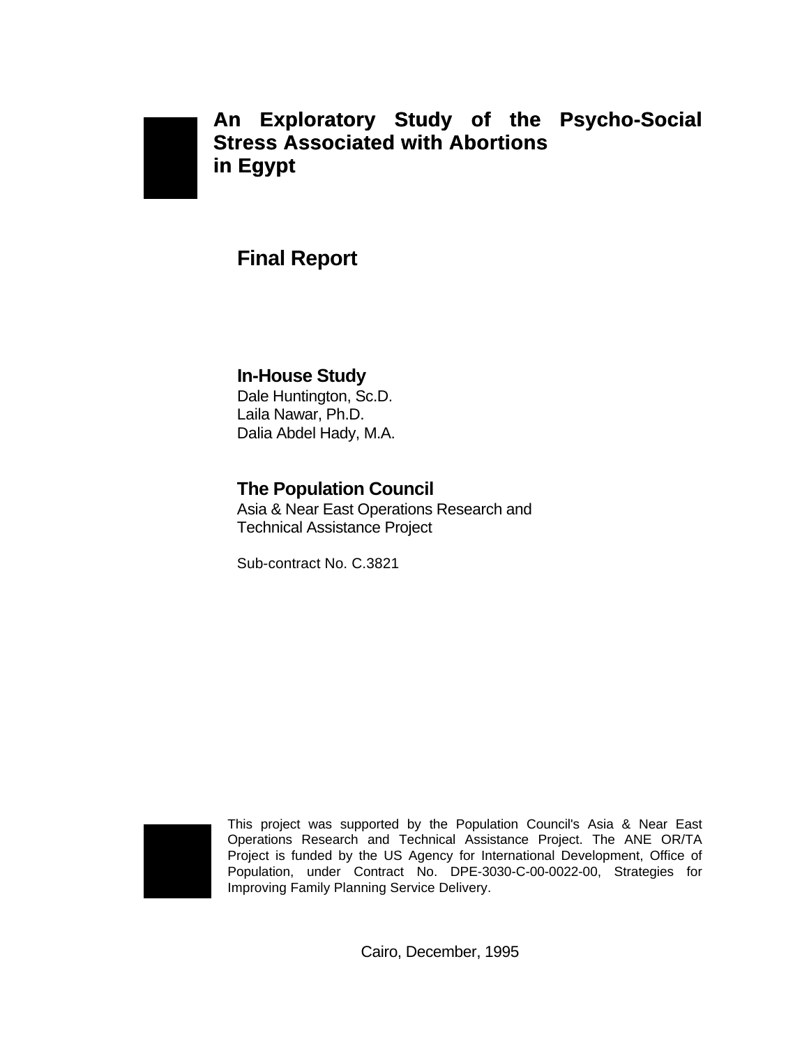# An Exploratory Study of the Psycho-Social Stress Associated with Abortions in Egypt

## Final Report

### In-House Study

Dale Huntington, Sc.D.
Laila Nawar, Ph.D.
Dalia Abdel Hady, M.A.

### The Population Council

Asia & Near East Operations Research and Technical Assistance Project

Sub-contract No. C.3821

This project was supported by the Population Council's Asia & Near East Operations Research and Technical Assistance Project. The ANE OR/TA Project is funded by the US Agency for International Development, Office of Population, under Contract No. DPE-3030-C-00-0022-00, Strategies for Improving Family Planning Service Delivery.

Cairo, December, 1995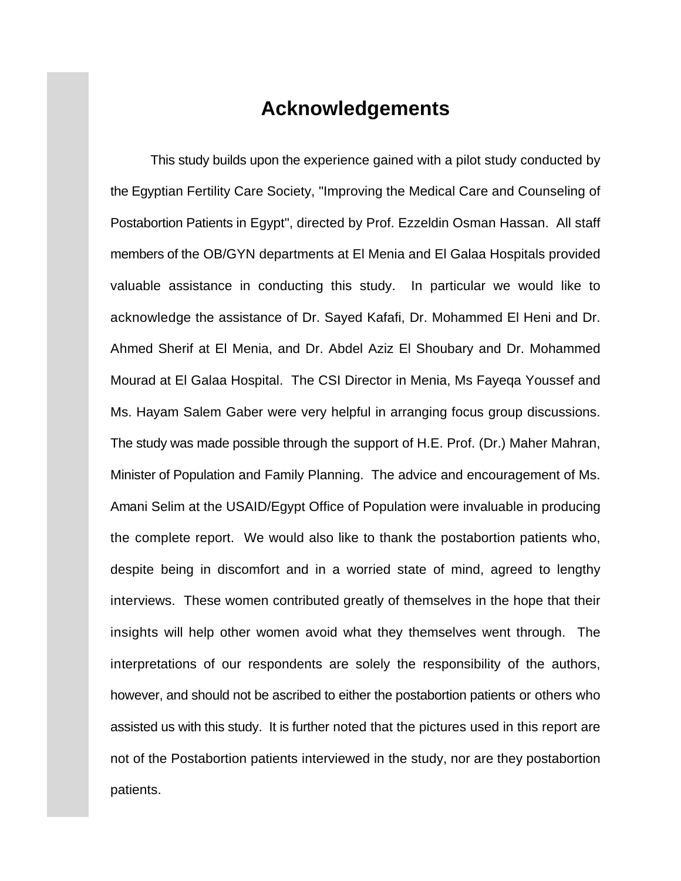# Acknowledgements

This study builds upon the experience gained with a pilot study conducted by the Egyptian Fertility Care Society, "Improving the Medical Care and Counseling of Postabortion Patients in Egypt", directed by Prof. Ezzeldin Osman Hassan. All staff members of the OB/GYN departments at El Menia and El Galaa Hospitals provided valuable assistance in conducting this study. In particular we would like to acknowledge the assistance of Dr. Sayed Kafafi, Dr. Mohammed El Heni and Dr. Ahmed Sherif at El Menia, and Dr. Abdel Aziz El Shoubary and Dr. Mohammed Mourad at El Galaa Hospital. The CSI Director in Menia, Ms Fayeqa Youssef and Ms. Hayam Salem Gaber were very helpful in arranging focus group discussions. The study was made possible through the support of H.E. Prof. (Dr.) Maher Mahran, Minister of Population and Family Planning. The advice and encouragement of Ms. Amani Selim at the USAID/Egypt Office of Population were invaluable in producing the complete report. We would also like to thank the postabortion patients who, despite being in discomfort and in a worried state of mind, agreed to lengthy interviews. These women contributed greatly of themselves in the hope that their insights will help other women avoid what they themselves went through. The interpretations of our respondents are solely the responsibility of the authors, however, and should not be ascribed to either the postabortion patients or others who assisted us with this study. It is further noted that the pictures used in this report are not of the Postabortion patients interviewed in the study, nor are they postabortion patients.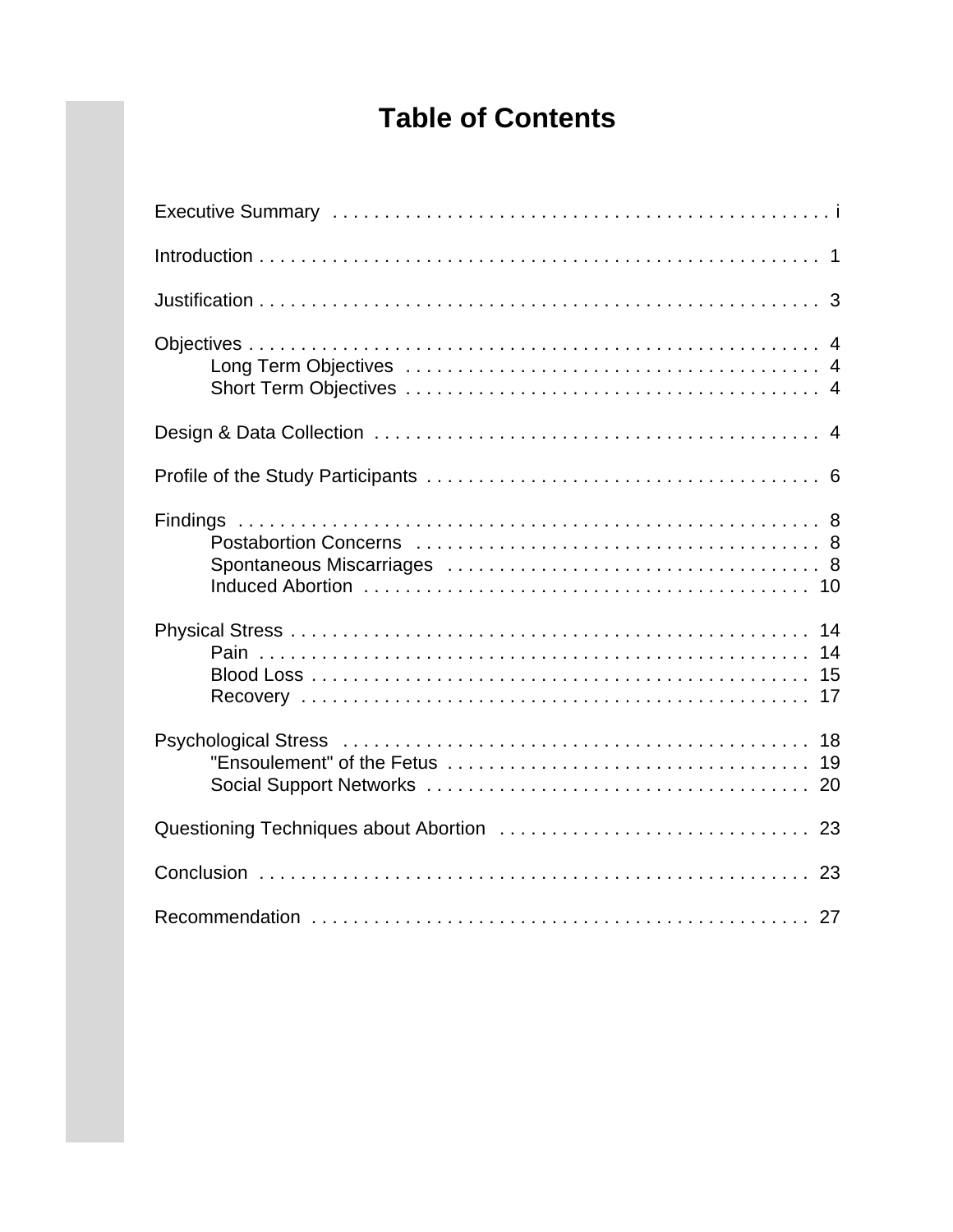# Table of Contents

Executive Summary . . . . . . . . . . . . . . . . . . . . . . . . . . . . . . . . . . . . . . . . . . . . . . i

Introduction . . . . . . . . . . . . . . . . . . . . . . . . . . . . . . . . . . . . . . . . . . . . . . . . . . . . 1

Justification . . . . . . . . . . . . . . . . . . . . . . . . . . . . . . . . . . . . . . . . . . . . . . . . . . . . 3

Objectives . . . . . . . . . . . . . . . . . . . . . . . . . . . . . . . . . . . . . . . . . . . . . . . . . . . . . 4
- Long Term Objectives . . . . . . . . . . . . . . . . . . . . . . . . . . . . . . . . . . . . . . . . 4
- Short Term Objectives . . . . . . . . . . . . . . . . . . . . . . . . . . . . . . . . . . . . . . . . 4

Design & Data Collection . . . . . . . . . . . . . . . . . . . . . . . . . . . . . . . . . . . . . . . . . . . 4

Profile of the Study Participants . . . . . . . . . . . . . . . . . . . . . . . . . . . . . . . . . . . . . 6

Findings . . . . . . . . . . . . . . . . . . . . . . . . . . . . . . . . . . . . . . . . . . . . . . . . . . . . . . 8
- Postabortion Concerns . . . . . . . . . . . . . . . . . . . . . . . . . . . . . . . . . . . . . . . 8
- Spontaneous Miscarriages . . . . . . . . . . . . . . . . . . . . . . . . . . . . . . . . . . . . 8
- Induced Abortion . . . . . . . . . . . . . . . . . . . . . . . . . . . . . . . . . . . . . . . . . . . 10

Physical Stress . . . . . . . . . . . . . . . . . . . . . . . . . . . . . . . . . . . . . . . . . . . . . . . . . . 14
- Pain . . . . . . . . . . . . . . . . . . . . . . . . . . . . . . . . . . . . . . . . . . . . . . . . . . . . . 14
- Blood Loss . . . . . . . . . . . . . . . . . . . . . . . . . . . . . . . . . . . . . . . . . . . . . . . . 15
- Recovery . . . . . . . . . . . . . . . . . . . . . . . . . . . . . . . . . . . . . . . . . . . . . . . . . 17

Psychological Stress . . . . . . . . . . . . . . . . . . . . . . . . . . . . . . . . . . . . . . . . . . . . . 18
- "Ensoulement" of the Fetus . . . . . . . . . . . . . . . . . . . . . . . . . . . . . . . . . . . 19
- Social Support Networks . . . . . . . . . . . . . . . . . . . . . . . . . . . . . . . . . . . . . 20

Questioning Techniques about Abortion . . . . . . . . . . . . . . . . . . . . . . . . . . . . . . 23

Conclusion . . . . . . . . . . . . . . . . . . . . . . . . . . . . . . . . . . . . . . . . . . . . . . . . . . . . 23

Recommendation . . . . . . . . . . . . . . . . . . . . . . . . . . . . . . . . . . . . . . . . . . . . . . . . 27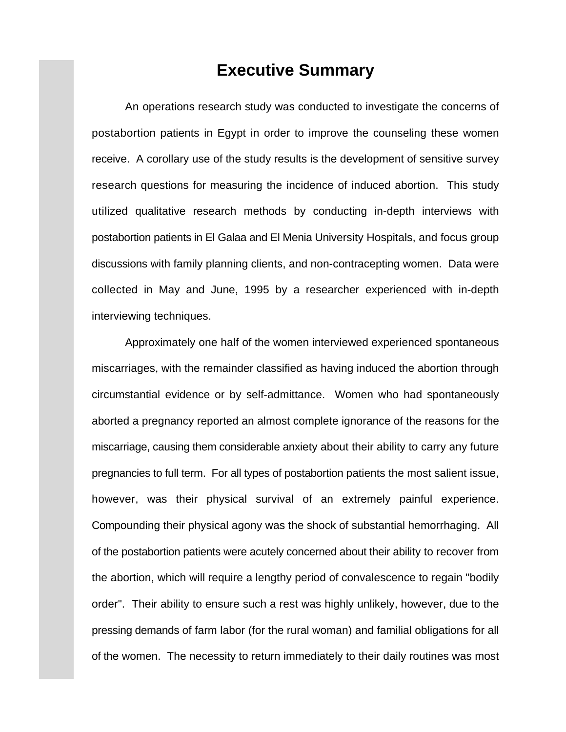# Executive Summary

An operations research study was conducted to investigate the concerns of postabortion patients in Egypt in order to improve the counseling these women receive. A corollary use of the study results is the development of sensitive survey research questions for measuring the incidence of induced abortion. This study utilized qualitative research methods by conducting in-depth interviews with postabortion patients in El Galaa and El Menia University Hospitals, and focus group discussions with family planning clients, and non-contracepting women. Data were collected in May and June, 1995 by a researcher experienced with in-depth interviewing techniques.

Approximately one half of the women interviewed experienced spontaneous miscarriages, with the remainder classified as having induced the abortion through circumstantial evidence or by self-admittance. Women who had spontaneously aborted a pregnancy reported an almost complete ignorance of the reasons for the miscarriage, causing them considerable anxiety about their ability to carry any future pregnancies to full term. For all types of postabortion patients the most salient issue, however, was their physical survival of an extremely painful experience. Compounding their physical agony was the shock of substantial hemorrhaging. All of the postabortion patients were acutely concerned about their ability to recover from the abortion, which will require a lengthy period of convalescence to regain "bodily order". Their ability to ensure such a rest was highly unlikely, however, due to the pressing demands of farm labor (for the rural woman) and familial obligations for all of the women. The necessity to return immediately to their daily routines was most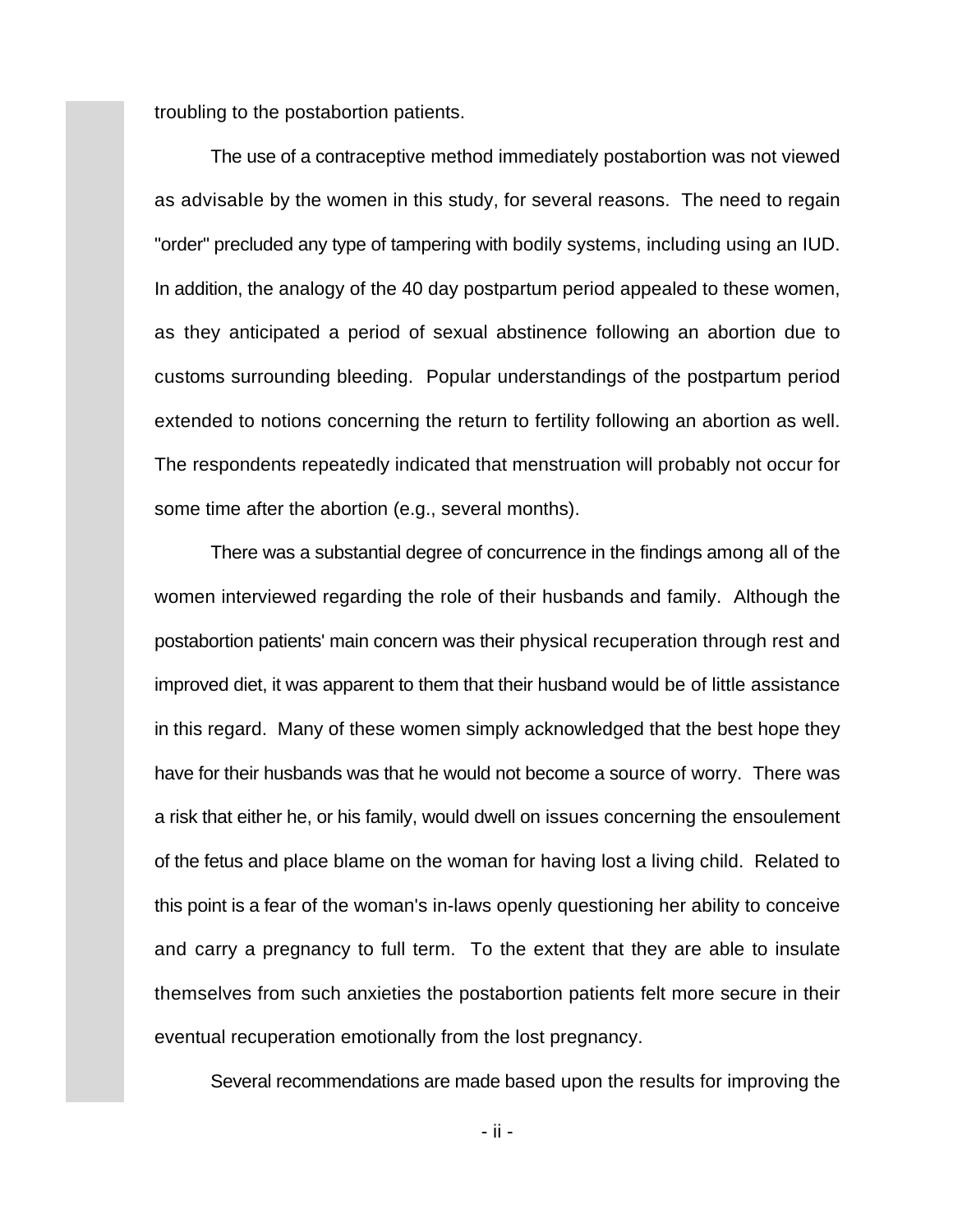troubling to the postabortion patients.

The use of a contraceptive method immediately postabortion was not viewed as advisable by the women in this study, for several reasons. The need to regain "order" precluded any type of tampering with bodily systems, including using an IUD. In addition, the analogy of the 40 day postpartum period appealed to these women, as they anticipated a period of sexual abstinence following an abortion due to customs surrounding bleeding. Popular understandings of the postpartum period extended to notions concerning the return to fertility following an abortion as well. The respondents repeatedly indicated that menstruation will probably not occur for some time after the abortion (e.g., several months).

There was a substantial degree of concurrence in the findings among all of the women interviewed regarding the role of their husbands and family. Although the postabortion patients' main concern was their physical recuperation through rest and improved diet, it was apparent to them that their husband would be of little assistance in this regard. Many of these women simply acknowledged that the best hope they have for their husbands was that he would not become a source of worry. There was a risk that either he, or his family, would dwell on issues concerning the ensoulement of the fetus and place blame on the woman for having lost a living child. Related to this point is a fear of the woman's in-laws openly questioning her ability to conceive and carry a pregnancy to full term. To the extent that they are able to insulate themselves from such anxieties the postabortion patients felt more secure in their eventual recuperation emotionally from the lost pregnancy.

Several recommendations are made based upon the results for improving the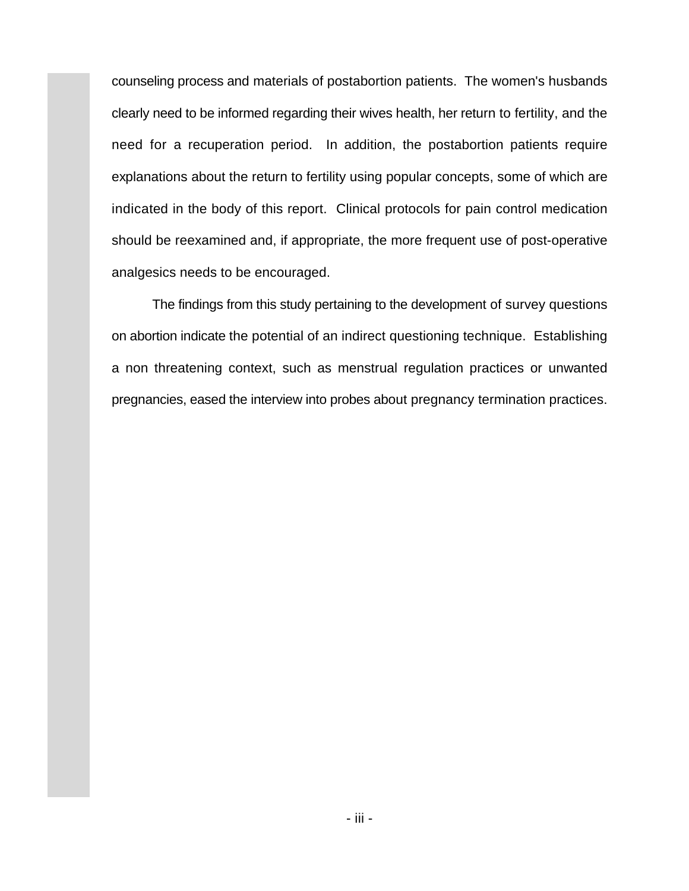counseling process and materials of postabortion patients. The women's husbands clearly need to be informed regarding their wives health, her return to fertility, and the need for a recuperation period. In addition, the postabortion patients require explanations about the return to fertility using popular concepts, some of which are indicated in the body of this report. Clinical protocols for pain control medication should be reexamined and, if appropriate, the more frequent use of post-operative analgesics needs to be encouraged.

The findings from this study pertaining to the development of survey questions on abortion indicate the potential of an indirect questioning technique. Establishing a non threatening context, such as menstrual regulation practices or unwanted pregnancies, eased the interview into probes about pregnancy termination practices.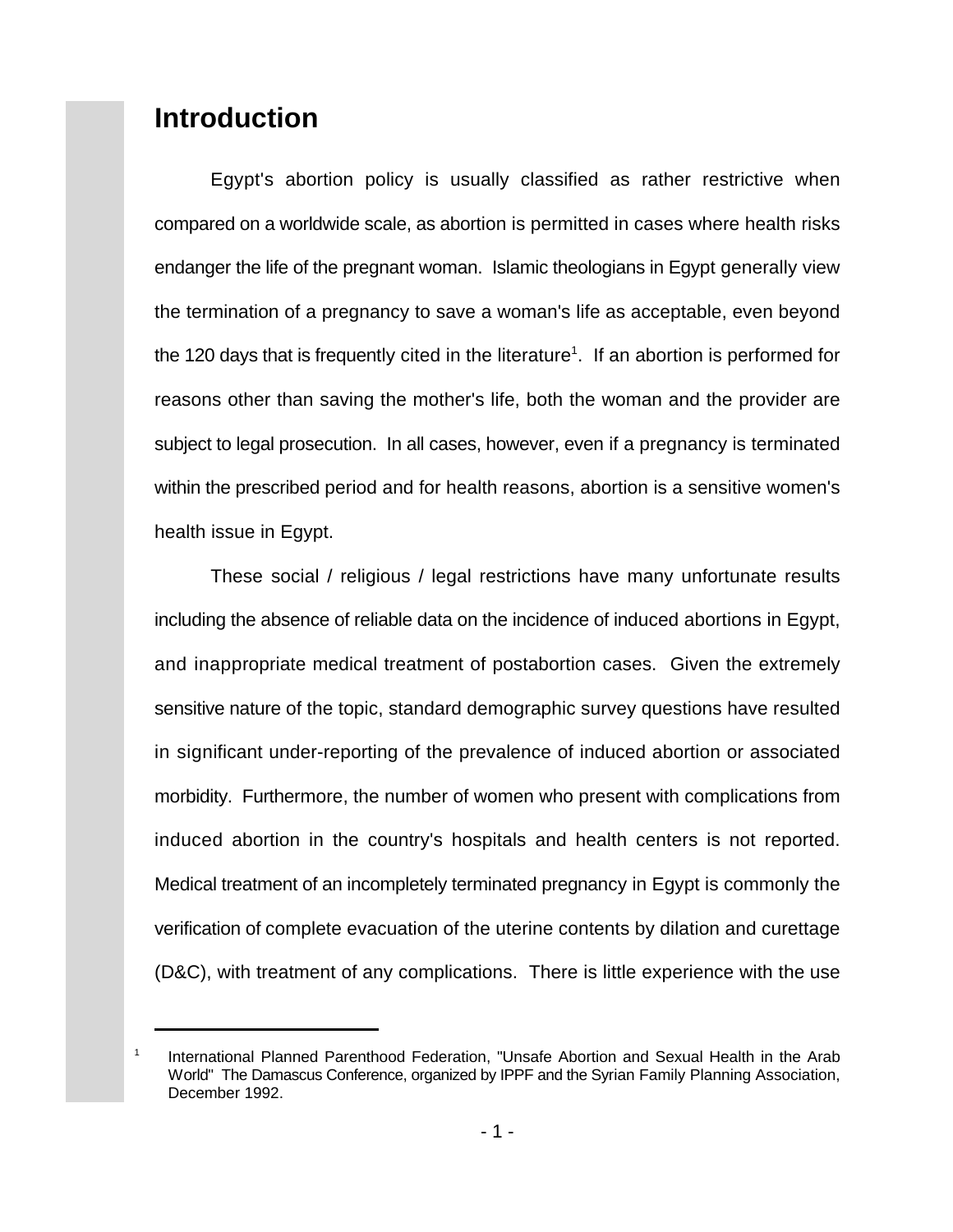# Introduction

Egypt's abortion policy is usually classified as rather restrictive when compared on a worldwide scale, as abortion is permitted in cases where health risks endanger the life of the pregnant woman. Islamic theologians in Egypt generally view the termination of a pregnancy to save a woman's life as acceptable, even beyond the 120 days that is frequently cited in the literature[1]. If an abortion is performed for reasons other than saving the mother's life, both the woman and the provider are subject to legal prosecution. In all cases, however, even if a pregnancy is terminated within the prescribed period and for health reasons, abortion is a sensitive women's health issue in Egypt.

These social / religious / legal restrictions have many unfortunate results including the absence of reliable data on the incidence of induced abortions in Egypt, and inappropriate medical treatment of postabortion cases. Given the extremely sensitive nature of the topic, standard demographic survey questions have resulted in significant under-reporting of the prevalence of induced abortion or associated morbidity. Furthermore, the number of women who present with complications from induced abortion in the country's hospitals and health centers is not reported. Medical treatment of an incompletely terminated pregnancy in Egypt is commonly the verification of complete evacuation of the uterine contents by dilation and curettage (D&C), with treatment of any complications. There is little experience with the use

---

[1] International Planned Parenthood Federation, "Unsafe Abortion and Sexual Health in the Arab World" The Damascus Conference, organized by IPPF and the Syrian Family Planning Association, December 1992.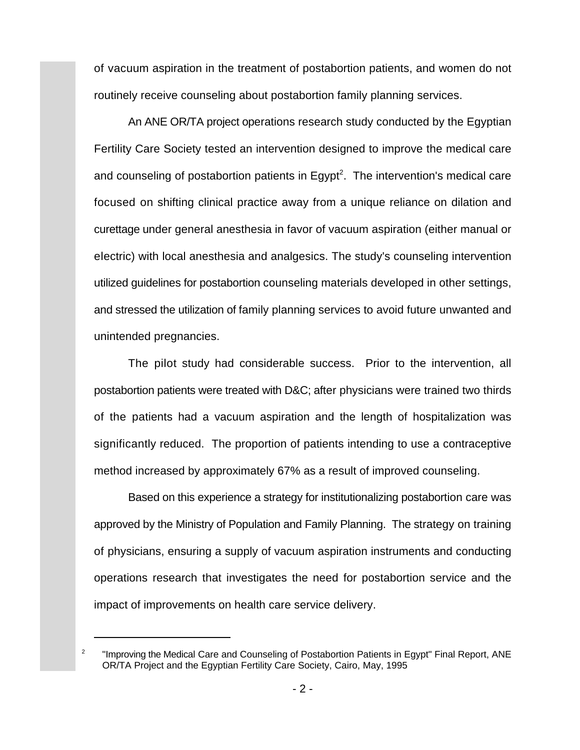of vacuum aspiration in the treatment of postabortion patients, and women do not routinely receive counseling about postabortion family planning services.

An ANE OR/TA project operations research study conducted by the Egyptian Fertility Care Society tested an intervention designed to improve the medical care and counseling of postabortion patients in Egypt[2]. The intervention's medical care focused on shifting clinical practice away from a unique reliance on dilation and curettage under general anesthesia in favor of vacuum aspiration (either manual or electric) with local anesthesia and analgesics. The study's counseling intervention utilized guidelines for postabortion counseling materials developed in other settings, and stressed the utilization of family planning services to avoid future unwanted and unintended pregnancies.

The pilot study had considerable success. Prior to the intervention, all postabortion patients were treated with D&C; after physicians were trained two thirds of the patients had a vacuum aspiration and the length of hospitalization was significantly reduced. The proportion of patients intending to use a contraceptive method increased by approximately 67% as a result of improved counseling.

Based on this experience a strategy for institutionalizing postabortion care was approved by the Ministry of Population and Family Planning. The strategy on training of physicians, ensuring a supply of vacuum aspiration instruments and conducting operations research that investigates the need for postabortion service and the impact of improvements on health care service delivery.

---

[2] "Improving the Medical Care and Counseling of Postabortion Patients in Egypt" Final Report, ANE OR/TA Project and the Egyptian Fertility Care Society, Cairo, May, 1995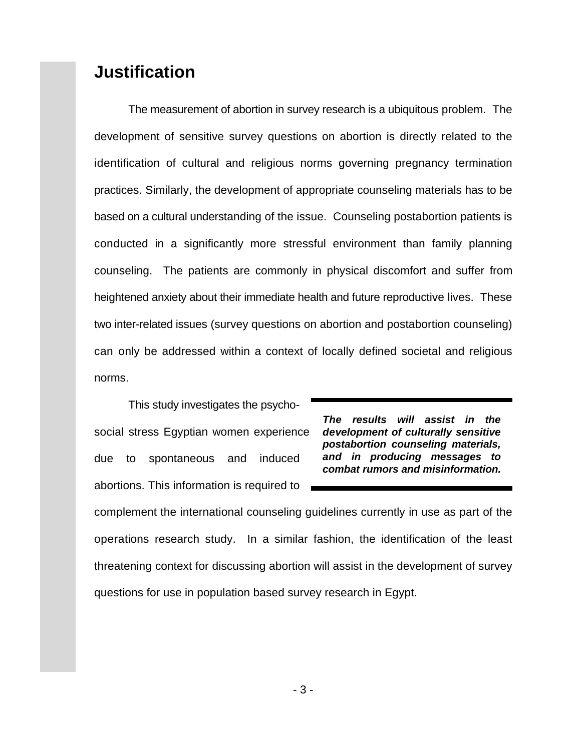## Justification

The measurement of abortion in survey research is a ubiquitous problem. The development of sensitive survey questions on abortion is directly related to the identification of cultural and religious norms governing pregnancy termination practices. Similarly, the development of appropriate counseling materials has to be based on a cultural understanding of the issue. Counseling postabortion patients is conducted in a significantly more stressful environment than family planning counseling. The patients are commonly in physical discomfort and suffer from heightened anxiety about their immediate health and future reproductive lives. These two inter-related issues (survey questions on abortion and postabortion counseling) can only be addressed within a context of locally defined societal and religious norms.

This study investigates the psycho-social stress Egyptian women experience due to spontaneous and induced abortions. This information is required to complement the international counseling guidelines currently in use as part of the operations research study. In a similar fashion, the identification of the least threatening context for discussing abortion will assist in the development of survey questions for use in population based survey research in Egypt.

***The results will assist in the development of culturally sensitive postabortion counseling materials, and in producing messages to combat rumors and misinformation.***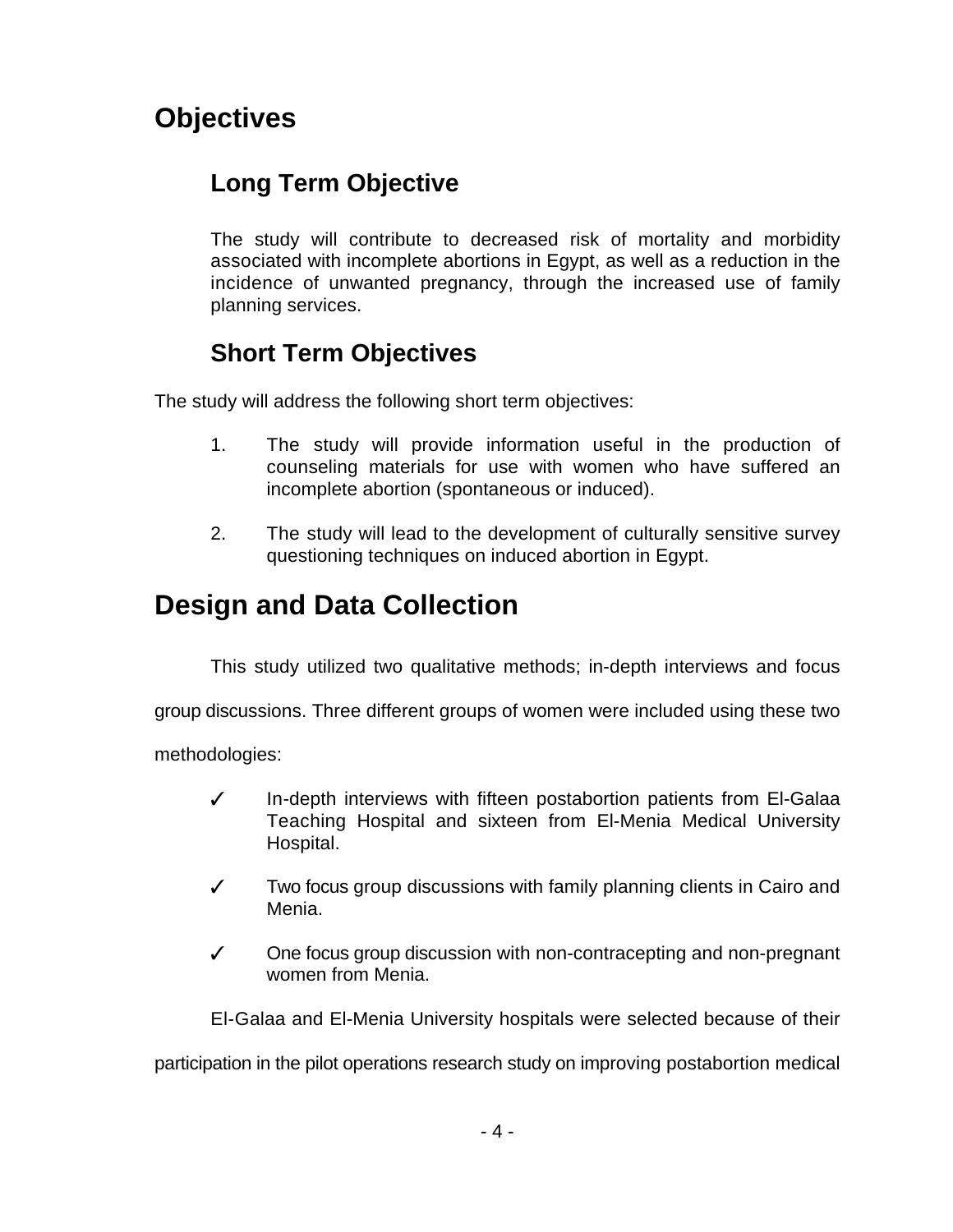# Objectives

## Long Term Objective

The study will contribute to decreased risk of mortality and morbidity associated with incomplete abortions in Egypt, as well as a reduction in the incidence of unwanted pregnancy, through the increased use of family planning services.

## Short Term Objectives

The study will address the following short term objectives:

1. The study will provide information useful in the production of counseling materials for use with women who have suffered an incomplete abortion (spontaneous or induced).

2. The study will lead to the development of culturally sensitive survey questioning techniques on induced abortion in Egypt.

# Design and Data Collection

This study utilized two qualitative methods; in-depth interviews and focus group discussions. Three different groups of women were included using these two methodologies:

- ✓ In-depth interviews with fifteen postabortion patients from El-Galaa Teaching Hospital and sixteen from El-Menia Medical University Hospital.

- ✓ Two focus group discussions with family planning clients in Cairo and Menia.

- ✓ One focus group discussion with non-contracepting and non-pregnant women from Menia.

El-Galaa and El-Menia University hospitals were selected because of their participation in the pilot operations research study on improving postabortion medical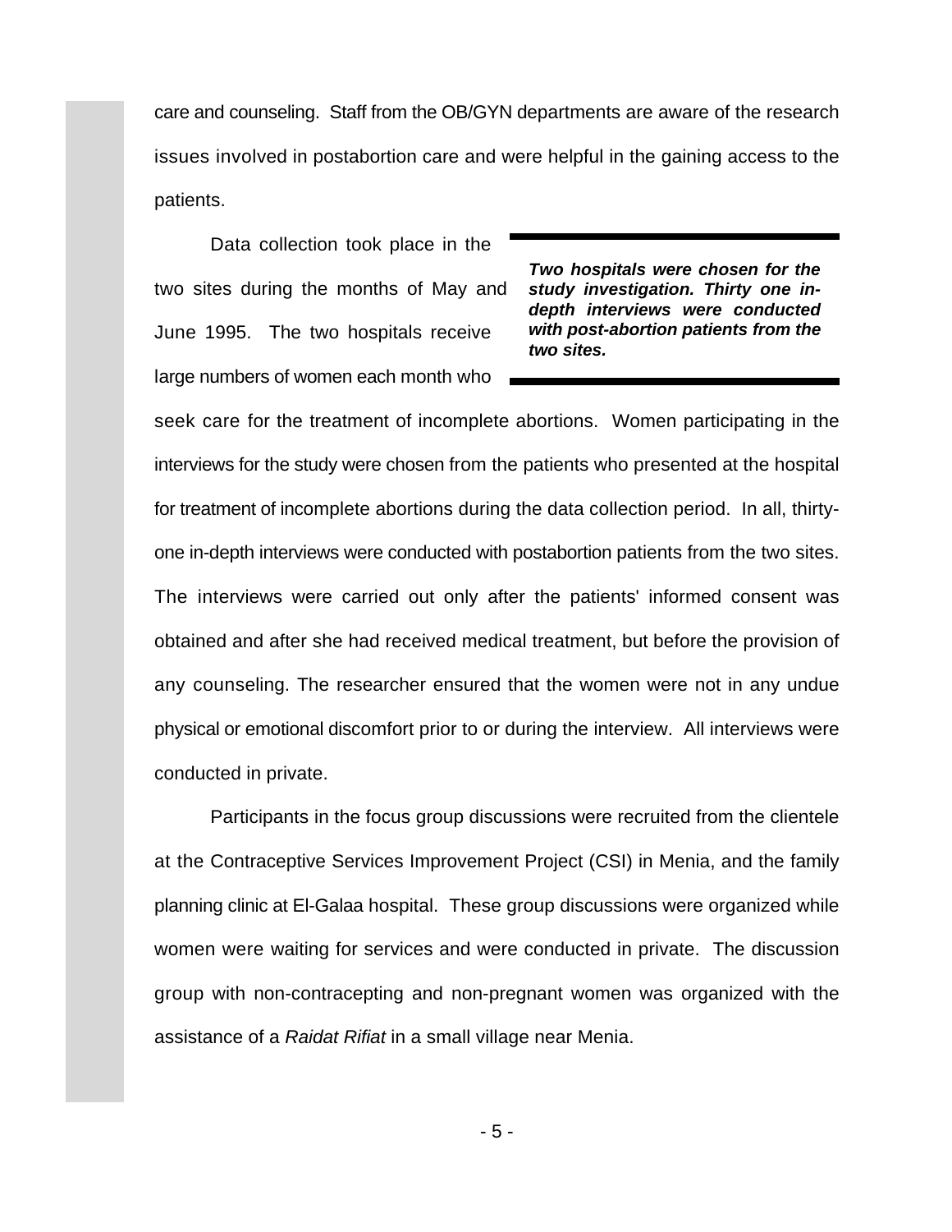care and counseling. Staff from the OB/GYN departments are aware of the research issues involved in postabortion care and were helpful in the gaining access to the patients.

> ***Two hospitals were chosen for the study investigation. Thirty one in-depth interviews were conducted with post-abortion patients from the two sites.***

Data collection took place in the two sites during the months of May and June 1995. The two hospitals receive large numbers of women each month who seek care for the treatment of incomplete abortions. Women participating in the interviews for the study were chosen from the patients who presented at the hospital for treatment of incomplete abortions during the data collection period. In all, thirty-one in-depth interviews were conducted with postabortion patients from the two sites. The interviews were carried out only after the patients' informed consent was obtained and after she had received medical treatment, but before the provision of any counseling. The researcher ensured that the women were not in any undue physical or emotional discomfort prior to or during the interview. All interviews were conducted in private.

Participants in the focus group discussions were recruited from the clientele at the Contraceptive Services Improvement Project (CSI) in Menia, and the family planning clinic at El-Galaa hospital. These group discussions were organized while women were waiting for services and were conducted in private. The discussion group with non-contracepting and non-pregnant women was organized with the assistance of a *Raidat Rifiat* in a small village near Menia.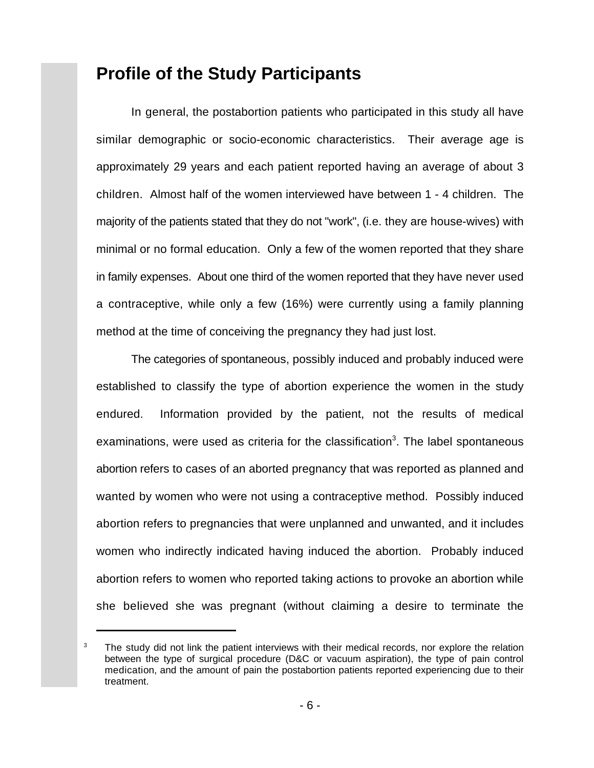## Profile of the Study Participants

In general, the postabortion patients who participated in this study all have similar demographic or socio-economic characteristics. Their average age is approximately 29 years and each patient reported having an average of about 3 children. Almost half of the women interviewed have between 1 - 4 children. The majority of the patients stated that they do not "work", (i.e. they are house-wives) with minimal or no formal education. Only a few of the women reported that they share in family expenses. About one third of the women reported that they have never used a contraceptive, while only a few (16%) were currently using a family planning method at the time of conceiving the pregnancy they had just lost.

The categories of spontaneous, possibly induced and probably induced were established to classify the type of abortion experience the women in the study endured. Information provided by the patient, not the results of medical examinations, were used as criteria for the classification[3]. The label spontaneous abortion refers to cases of an aborted pregnancy that was reported as planned and wanted by women who were not using a contraceptive method. Possibly induced abortion refers to pregnancies that were unplanned and unwanted, and it includes women who indirectly indicated having induced the abortion. Probably induced abortion refers to women who reported taking actions to provoke an abortion while she believed she was pregnant (without claiming a desire to terminate the

[3] The study did not link the patient interviews with their medical records, nor explore the relation between the type of surgical procedure (D&C or vacuum aspiration), the type of pain control medication, and the amount of pain the postabortion patients reported experiencing due to their treatment.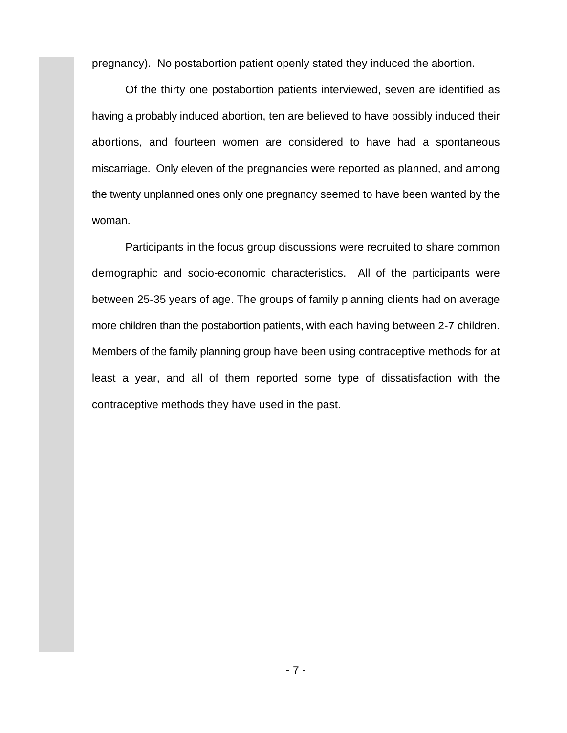pregnancy). No postabortion patient openly stated they induced the abortion.

Of the thirty one postabortion patients interviewed, seven are identified as having a probably induced abortion, ten are believed to have possibly induced their abortions, and fourteen women are considered to have had a spontaneous miscarriage. Only eleven of the pregnancies were reported as planned, and among the twenty unplanned ones only one pregnancy seemed to have been wanted by the woman.

Participants in the focus group discussions were recruited to share common demographic and socio-economic characteristics. All of the participants were between 25-35 years of age. The groups of family planning clients had on average more children than the postabortion patients, with each having between 2-7 children. Members of the family planning group have been using contraceptive methods for at least a year, and all of them reported some type of dissatisfaction with the contraceptive methods they have used in the past.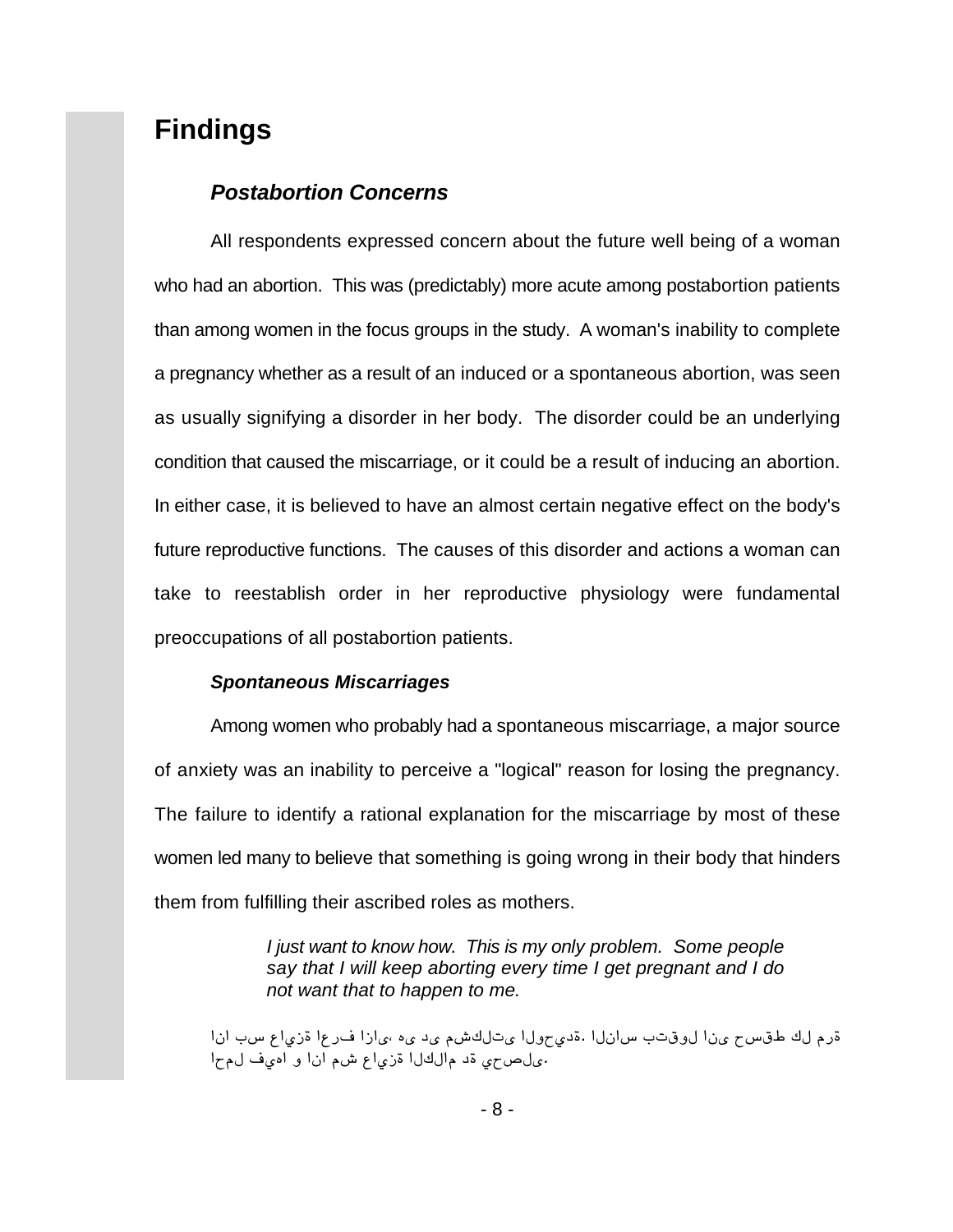# Findings

## *Postabortion Concerns*

All respondents expressed concern about the future well being of a woman who had an abortion. This was (predictably) more acute among postabortion patients than among women in the focus groups in the study. A woman's inability to complete a pregnancy whether as a result of an induced or a spontaneous abortion, was seen as usually signifying a disorder in her body. The disorder could be an underlying condition that caused the miscarriage, or it could be a result of inducing an abortion. In either case, it is believed to have an almost certain negative effect on the body's future reproductive functions. The causes of this disorder and actions a woman can take to reestablish order in her reproductive physiology were fundamental preoccupations of all postabortion patients.

### *Spontaneous Miscarriages*

Among women who probably had a spontaneous miscarriage, a major source of anxiety was an inability to perceive a "logical" reason for losing the pregnancy. The failure to identify a rational explanation for the miscarriage by most of these women led many to believe that something is going wrong in their body that hinders them from fulfilling their ascribed roles as mothers.

> *I just want to know how. This is my only problem. Some people say that I will keep aborting every time I get pregnant and I do not want that to happen to me.*

انا بس عايزة اعرف ازاى، هى دى مشكلتى الوحيدة. الناس بتقول انى حسقط كل مرة احمل فيها و انا مش عايزة الكلام دة يحصلى.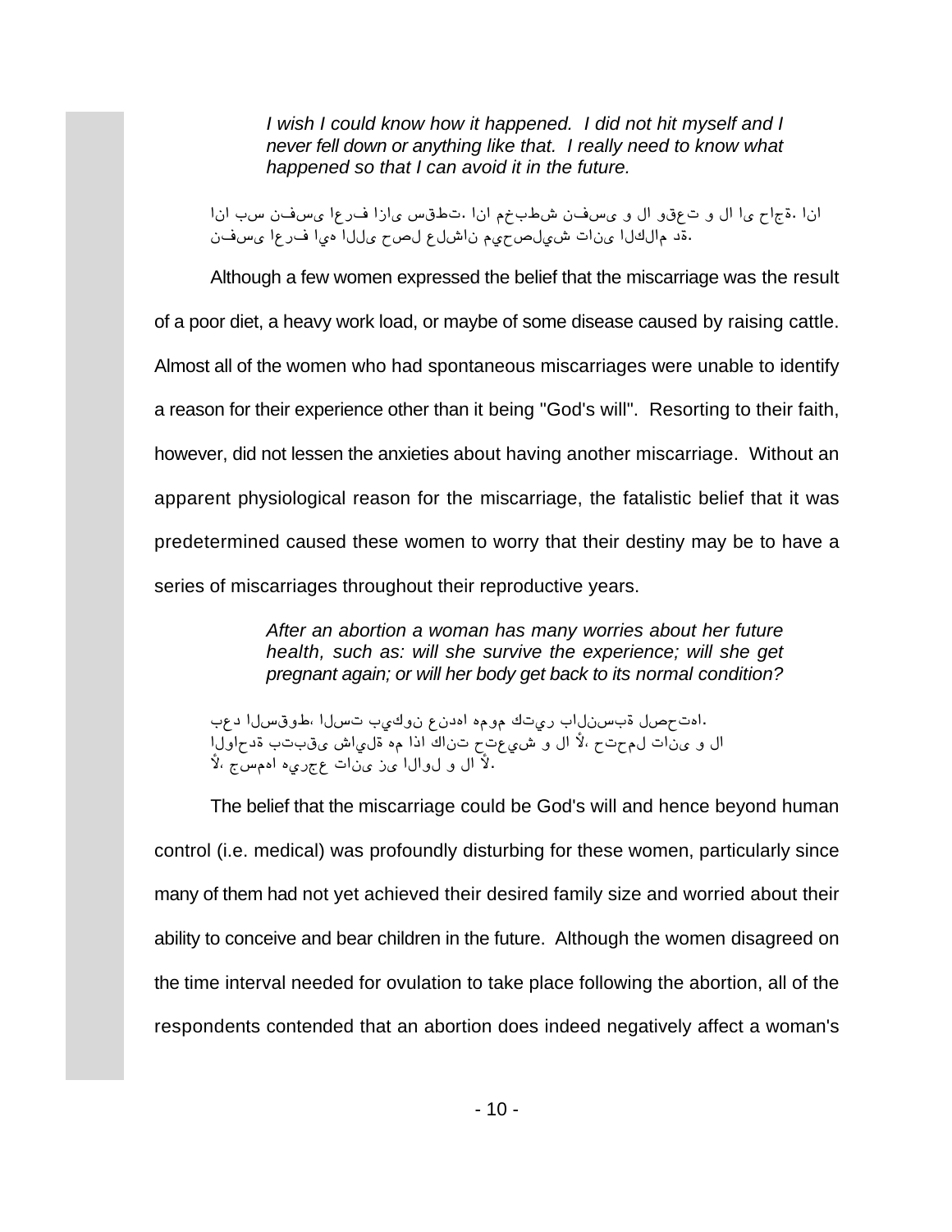> *I wish I could know how it happened. I did not hit myself and I never fell down or anything like that. I really need to know what happened so that I can avoid it in the future.*

انا بس نفسي اعرف ازاي سقطت. انا مخبطش نفسي و لا وقعت و لا اي حاجة. انا نفسي اعرف ايه اللي حصل علشان ميحصليش تاني الكلام ده.

Although a few women expressed the belief that the miscarriage was the result of a poor diet, a heavy work load, or maybe of some disease caused by raising cattle. Almost all of the women who had spontaneous miscarriages were unable to identify a reason for their experience other than it being "God's will". Resorting to their faith, however, did not lessen the anxieties about having another miscarriage. Without an apparent physiological reason for the miscarriage, the fatalistic belief that it was predetermined caused these women to worry that their destiny may be to have a series of miscarriages throughout their reproductive years.

> *After an abortion a woman has many worries about her future health, such as: will she survive the experience; will she get pregnant again; or will her body get back to its normal condition?*

بعد السقوط، الست بيكون عندها هموم كتير بالنسبة لصحتها. الواحدة بتبقى شايلة هم اذا كانت حتعيش و لا لأ، حتحمل تاني و لا لأ، جسمها هيرجع تاني زي الاول و لا لأ.

The belief that the miscarriage could be God's will and hence beyond human control (i.e. medical) was profoundly disturbing for these women, particularly since many of them had not yet achieved their desired family size and worried about their ability to conceive and bear children in the future. Although the women disagreed on the time interval needed for ovulation to take place following the abortion, all of the respondents contended that an abortion does indeed negatively affect a woman's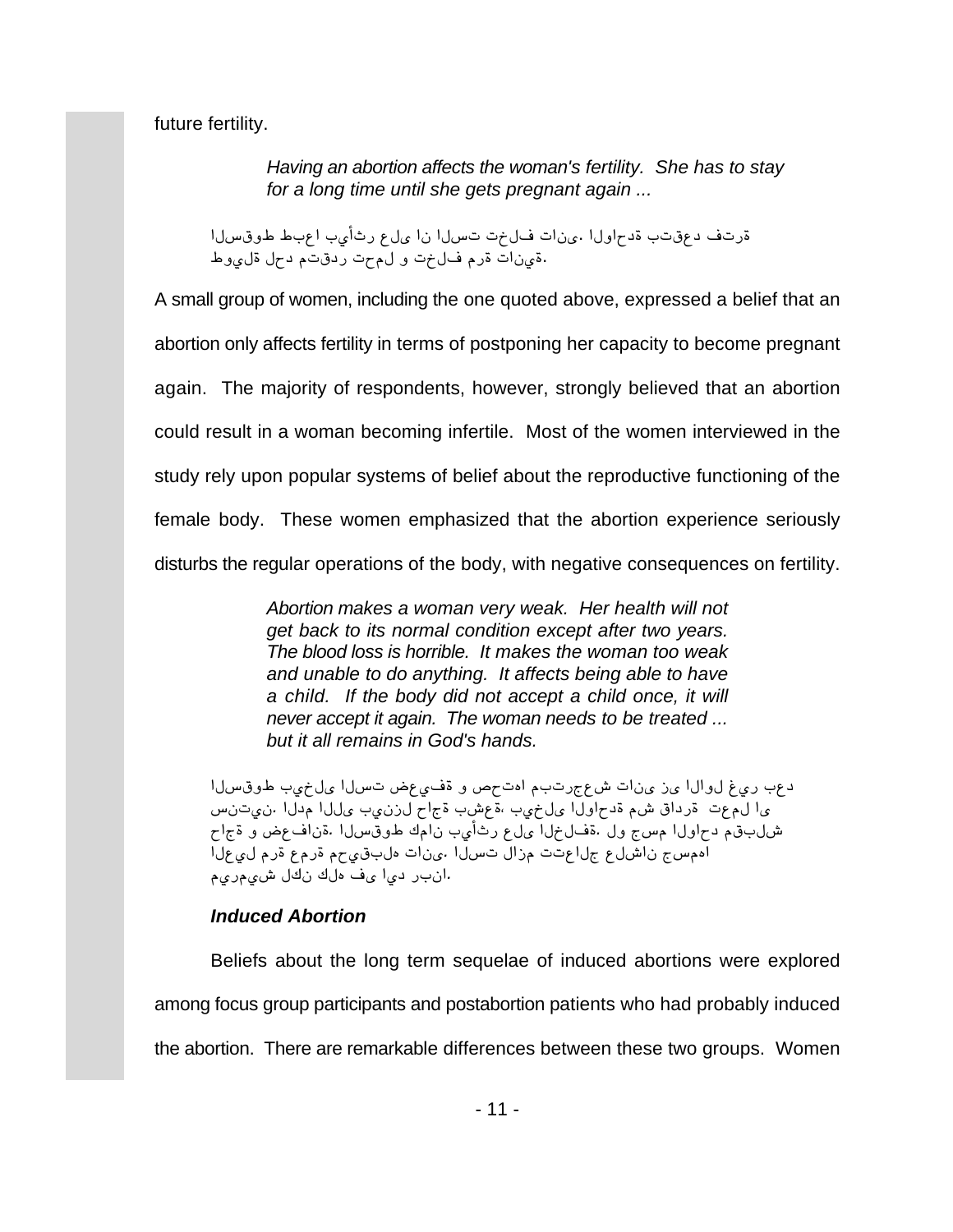future fertility.

> *Having an abortion affects the woman's fertility. She has to stay for a long time until she gets pregnant again ...*
>
> السقوط طبعا بيأثر على ان الست تخلف تانى. الواحدة بتقعد فترة طويلة لحد متقدر تحمل و تخلف مرة تانية.

A small group of women, including the one quoted above, expressed a belief that an abortion only affects fertility in terms of postponing her capacity to become pregnant again. The majority of respondents, however, strongly believed that an abortion could result in a woman becoming infertile. Most of the women interviewed in the study rely upon popular systems of belief about the reproductive functioning of the female body. These women emphasized that the abortion experience seriously disturbs the regular operations of the body, with negative consequences on fertility.

> *Abortion makes a woman very weak. Her health will not get back to its normal condition except after two years. The blood loss is horrible. It makes the woman too weak and unable to do anything. It affects being able to have a child. If the body did not accept a child once, it will never accept it again. The woman needs to be treated ... but it all remains in God's hands.*
>
> السقوط بيخلى الست ضعيفة و صحتها مبترجعش تانى زى الاول غير بعد سنتين. الدم اللى بينزل حاجة بشعة، بيخلى الواحدة مش قادرة تعمل اى حاجة و ضعفانة. السقوط كمان بيأثر على الخلفة. لو جسم الواحد مقبلش العيل مرة عمره محيقبله تانى. الست لازم تتعالج علشان جسمها ميمريش لكن كله فى ايد ربنا.

#### *Induced Abortion*

Beliefs about the long term sequelae of induced abortions were explored among focus group participants and postabortion patients who had probably induced the abortion. There are remarkable differences between these two groups. Women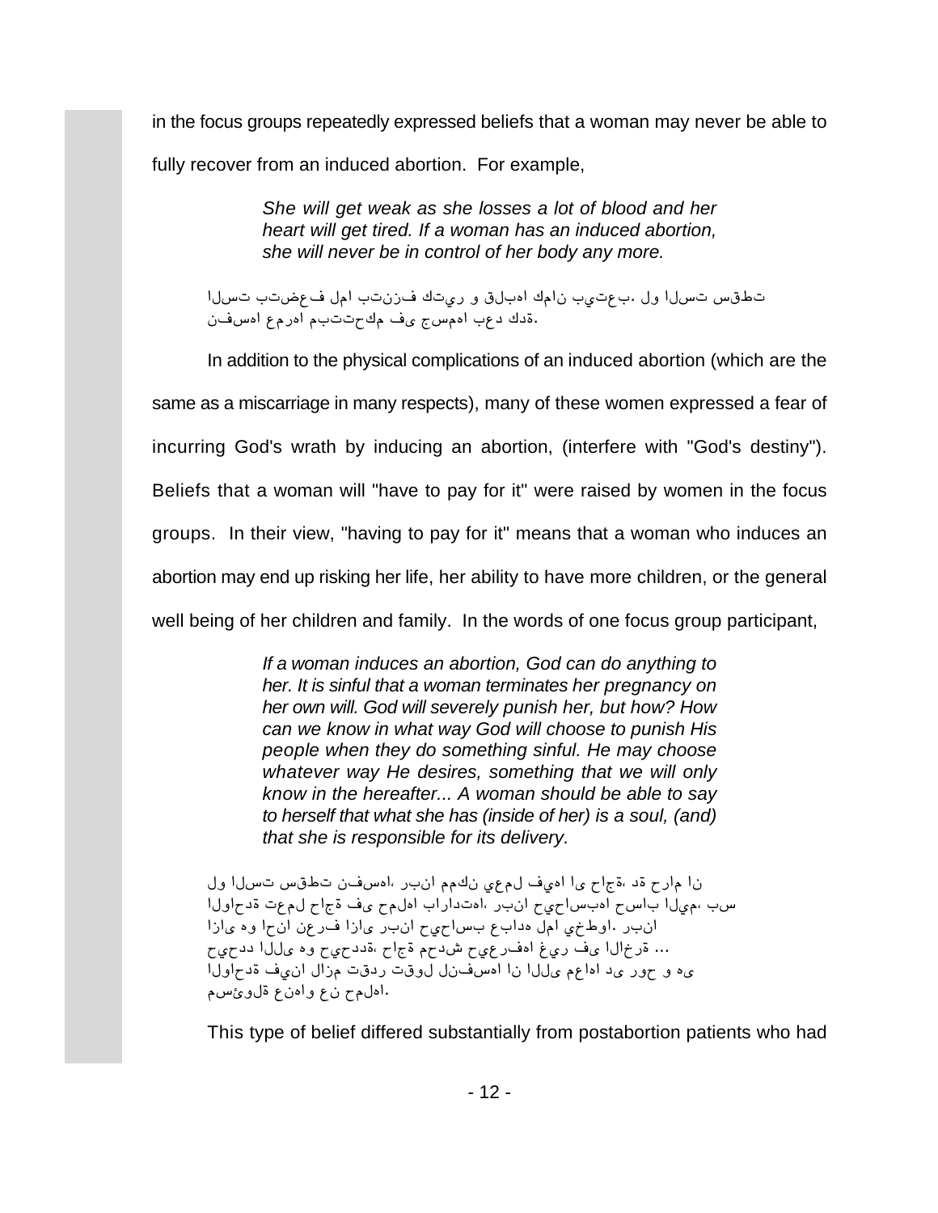in the focus groups repeatedly expressed beliefs that a woman may never be able to fully recover from an induced abortion. For example,

> *She will get weak as she losses a lot of blood and her heart will get tired. If a woman has an induced abortion, she will never be in control of her body any more.*

تطقس تسلا ول .بعتيب ناك اهبلق و ريتك فزنتب امل فعضتب تسلا
ةدك دعب اهمسج ىف مكحتتبم اهرمع اهسفن.

In addition to the physical complications of an induced abortion (which are the same as a miscarriage in many respects), many of these women expressed a fear of incurring God's wrath by inducing an abortion, (interfere with "God's destiny"). Beliefs that a woman will "have to pay for it" were raised by women in the focus groups. In their view, "having to pay for it" means that a woman who induces an abortion may end up risking her life, her ability to have more children, or the general well being of her children and family. In the words of one focus group participant,

> *If a woman induces an abortion, God can do anything to her. It is sinful that a woman terminates her pregnancy on her own will. God will severely punish her, but how? How can we know in what way God will choose to punish His people when they do something sinful. He may choose whatever way He desires, something that we will only know in the hereafter... A woman should be able to say to herself that what she has (inside of her) is a soul, (and) that she is responsible for its delivery.*

نا مارح ةد ،ةجاح ىا اهيف لمعي نكمم انبر ،اهسفن تطقس تسلا ول
سب ،ميلا باسح اهبساحيح انبر ،اهتداراب اهلمح ىف ةجاح لمعت ةدحاولا
انبر .اوطخي امل هدابع بساحيح انبر ىازا فرعن انحا وه ىازا
... ةرخالا ىف ريغ اهفرعيح شدحم ةجاح ،ةددحيح وه ىللا ددحيح
ىه و حور ىد اهاعم ىللا نا اهسفنل لوقت ردقت مزال انيف ةدحاولا
اهلمح نع واهنع ةلوئسم.

This type of belief differed substantially from postabortion patients who had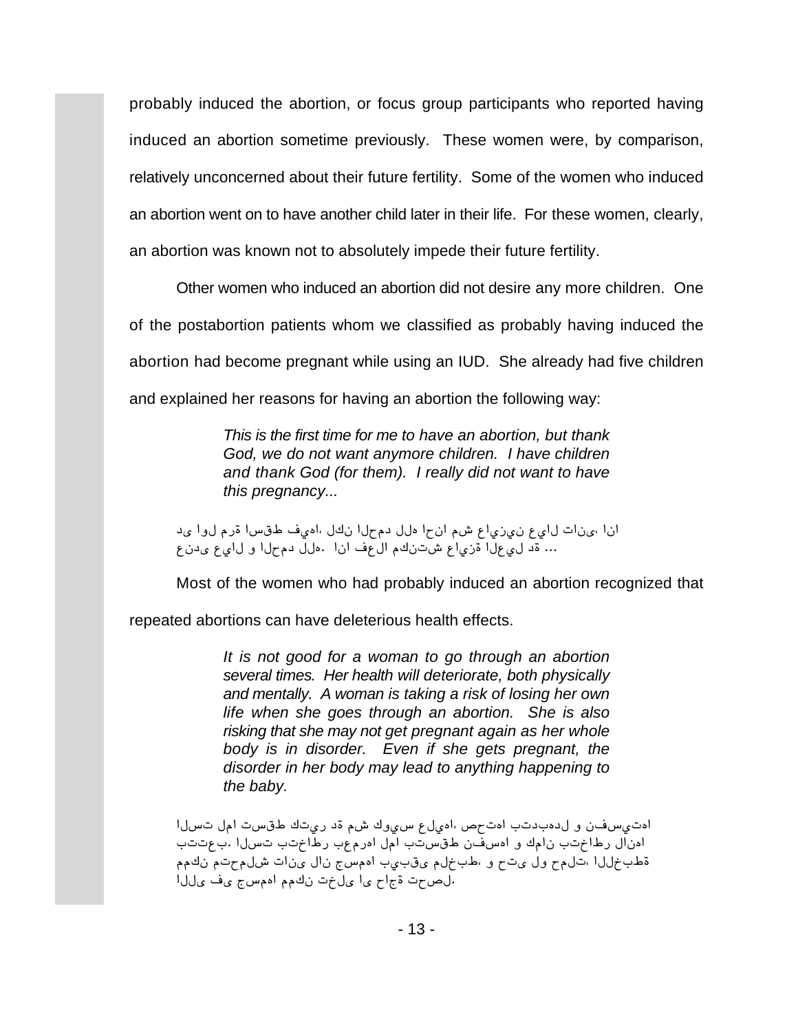probably induced the abortion, or focus group participants who reported having induced an abortion sometime previously. These women were, by comparison, relatively unconcerned about their future fertility. Some of the women who induced an abortion went on to have another child later in their life. For these women, clearly, an abortion was known not to absolutely impede their future fertility.

Other women who induced an abortion did not desire any more children. One of the postabortion patients whom we classified as probably having induced the abortion had become pregnant while using an IUD. She already had five children and explained her reasons for having an abortion the following way:

> *This is the first time for me to have an abortion, but thank God, we do not want anymore children. I have children and thank God (for them). I really did not want to have this pregnancy...*

انا ،ىنات لايع نيزياع شم انحا هلل دمحلا نكل ،اهيف طقسا ةرم لوا ىد
... ةد ليعلا ةزياع شتنكم العف انا .هلل دمحلا و لايع ىدنع

Most of the women who had probably induced an abortion recognized that repeated abortions can have deleterious health effects.

> *It is not good for a woman to go through an abortion several times. Her health will deteriorate, both physically and mentally. A woman is taking a risk of losing her own life when she goes through an abortion. She is also risking that she may not get pregnant again as her whole body is in disorder. Even if she gets pregnant, the disorder in her body may lead to anything happening to the baby.*

اهتيسفن و لدهبدتب اهتحص ،اهيلع سيوك شم ةد ريتك طقست امل تسلا
اهنال رطاختب نامك و اهسفن طقستب امل اهرمعب رطاختب تسلا .بعتتب
ةطبخللا ،تلمح ول ىتح و ،طبخلم ىقبيب اهمسج نال ىنات شلمحتم نكمم
اللى فى جسمها ممكن تخلى اى حاجة تحصل.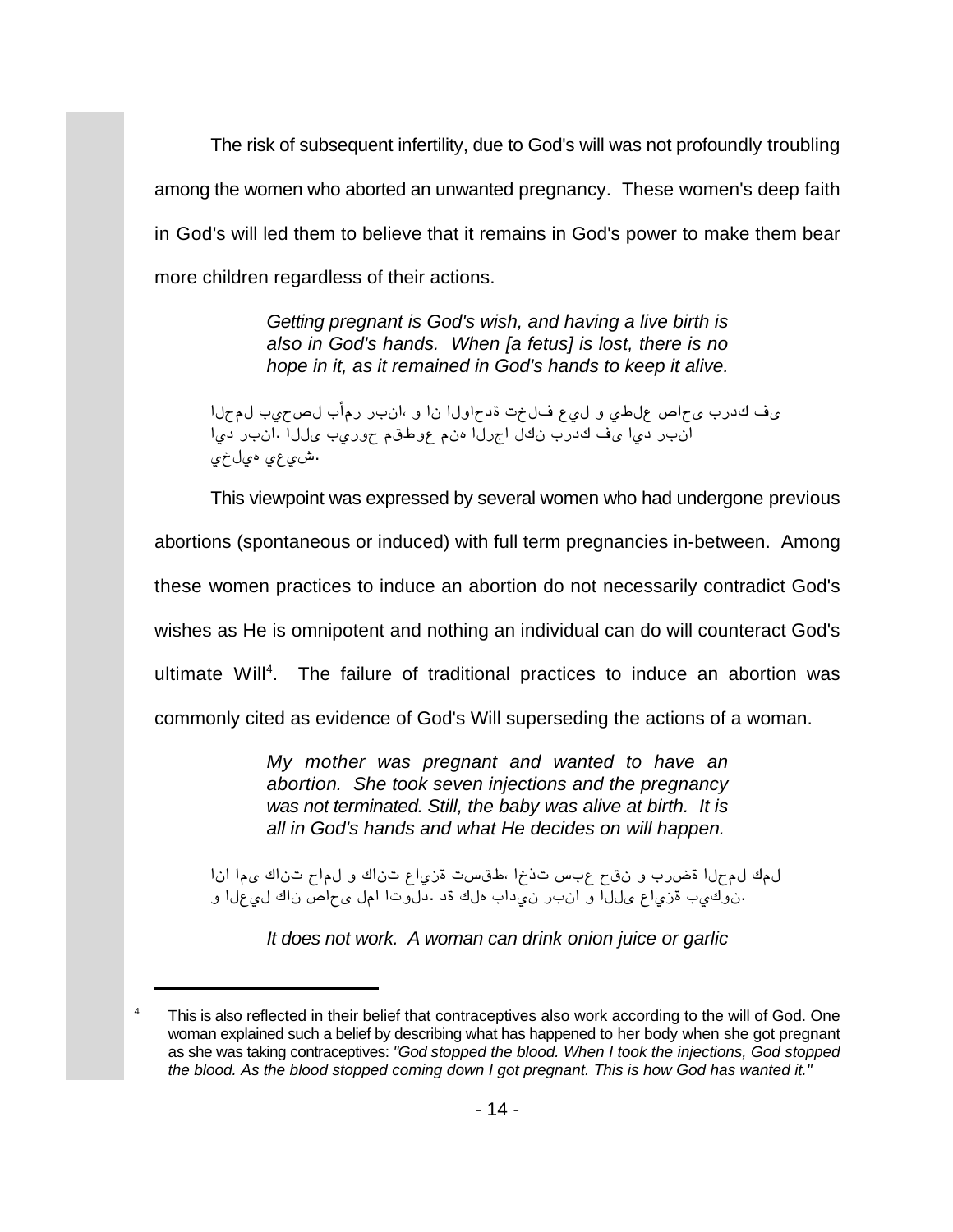The risk of subsequent infertility, due to God's will was not profoundly troubling among the women who aborted an unwanted pregnancy. These women's deep faith in God's will led them to believe that it remains in God's power to make them bear more children regardless of their actions.

> *Getting pregnant is God's wish, and having a live birth is also in God's hands. When [a fetus] is lost, there is no hope in it, as it remained in God's hands to keep it alive.*

ىف كدرب ىحاص علطي و ليع فلخت ةدحاولا نا و ،انبر رمأب لصحيب لمحلا
انبر ديا ىف كدرب نكل اجرلا هنم عوطقم حوريب ىللا .انبر ديا
شيعي هيلخي.

This viewpoint was expressed by several women who had undergone previous abortions (spontaneous or induced) with full term pregnancies in-between. Among these women practices to induce an abortion do not necessarily contradict God's wishes as He is omnipotent and nothing an individual can do will counteract God's ultimate Will[4]. The failure of traditional practices to induce an abortion was commonly cited as evidence of God's Will superseding the actions of a woman.

> *My mother was pregnant and wanted to have an abortion. She took seven injections and the pregnancy was not terminated. Still, the baby was alive at birth. It is all in God's hands and what He decides on will happen.*

لمك لمحلا ةضرب و نقح عبس تذخا ،طقست ةزياع تناك و لماح تناك ىما انا
و ليعلا ناك ىحاص امل دلوتا .ةد هلك نيداب انبر و ىللا ةزياع نوكيب.

> *It does not work. A woman can drink onion juice or garlic*

---

[4] This is also reflected in their belief that contraceptives also work according to the will of God. One woman explained such a belief by describing what has happened to her body when she got pregnant as she was taking contraceptives: *"God stopped the blood. When I took the injections, God stopped the blood. As the blood stopped coming down I got pregnant. This is how God has wanted it."*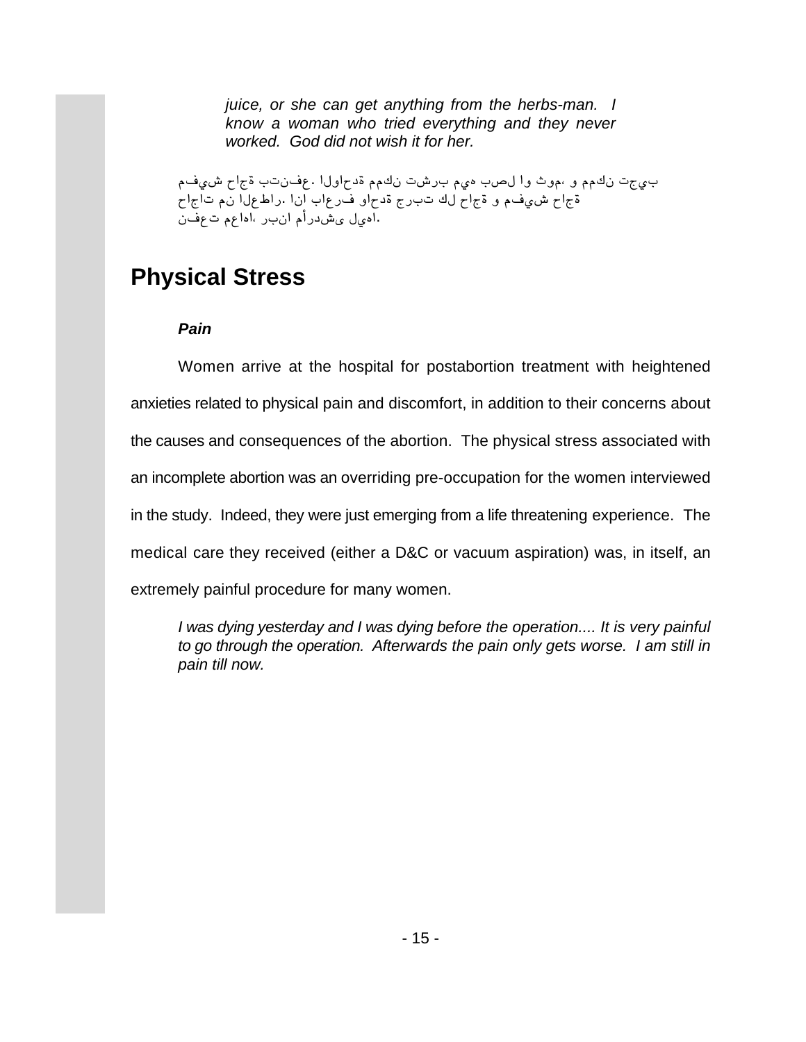*juice, or she can get anything from the herbs-man. I know a woman who tried everything and they never worked. God did not wish it for her.*

بيجت نكمم و ،موث وا لصب هيم برشت نكمم ةدحاولا .عفنتب ةجاح شيفم
ةجاح شيفم و ةجاح لك تبرج ةدحاو فرعاب انا .راطعلا نم تاجاح
اهيل ىشدرأم انبر ،اهاعم تعفن.

## Physical Stress

### *Pain*

Women arrive at the hospital for postabortion treatment with heightened anxieties related to physical pain and discomfort, in addition to their concerns about the causes and consequences of the abortion. The physical stress associated with an incomplete abortion was an overriding pre-occupation for the women interviewed in the study. Indeed, they were just emerging from a life threatening experience. The medical care they received (either a D&C or vacuum aspiration) was, in itself, an extremely painful procedure for many women.

*I was dying yesterday and I was dying before the operation.... It is very painful to go through the operation. Afterwards the pain only gets worse. I am still in pain till now.*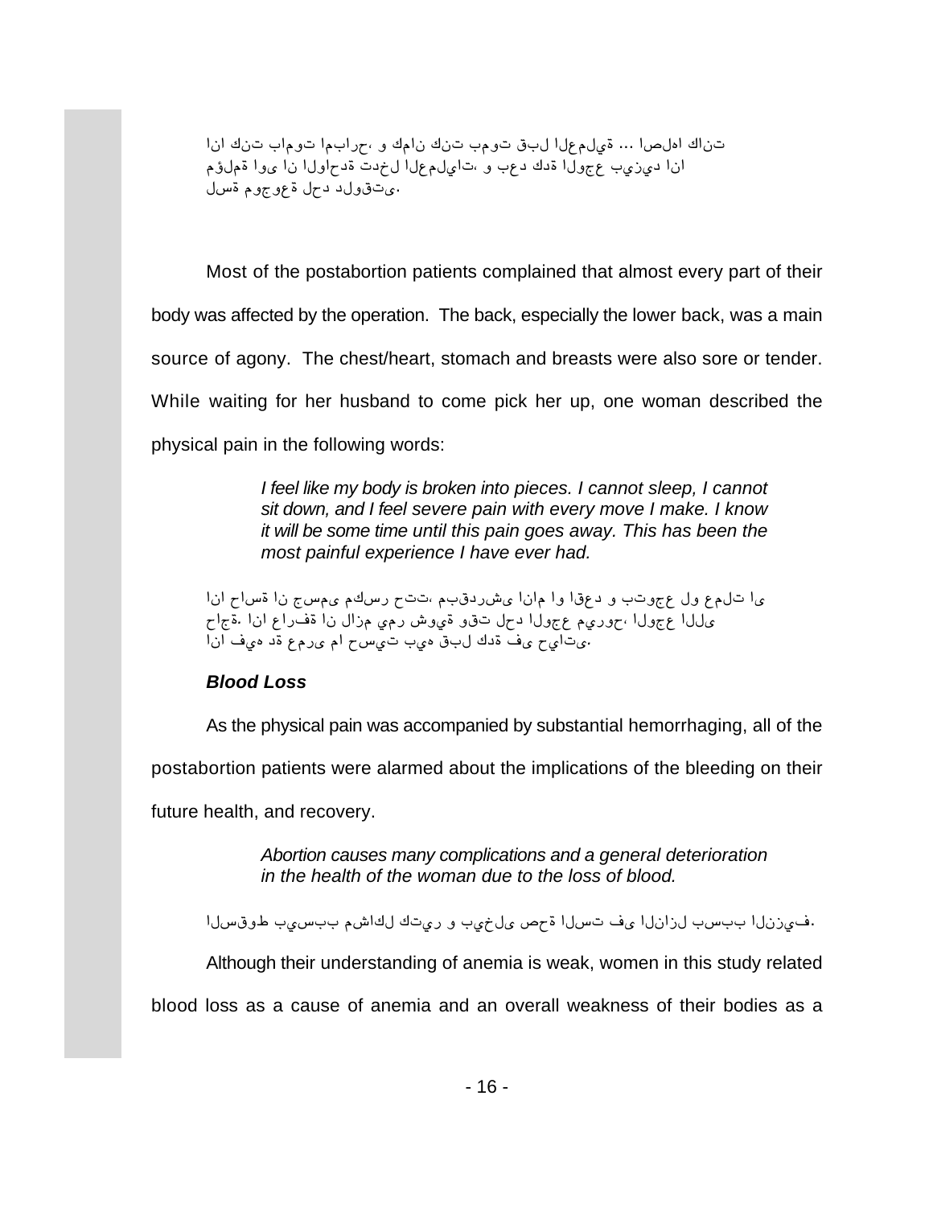انا تنك تومباب امبارح، و كمان تنك بموت قبل العملية ... اصلها كانت
مؤلمة اوى ان الواحدة تدخل العمليات، و بعد كدة الوجع بيزيد انا
لسة موجوعة لحد دلوقتى.

Most of the postabortion patients complained that almost every part of their body was affected by the operation. The back, especially the lower back, was a main source of agony. The chest/heart, stomach and breasts were also sore or tender. While waiting for her husband to come pick her up, one woman described the physical pain in the following words:

> *I feel like my body is broken into pieces. I cannot sleep, I cannot sit down, and I feel severe pain with every move I make. I know it will be some time until this pain goes away. This has been the most painful experience I have ever had.*

انا حاسة ان جسمى مكسر حتت، مبقدرشى انام او اقعد و بتوجع لو عملت اى
حاجة. انا عارفة ان لازم يمر شوية وقت لحد الوجع ميروح، الوجع اللى
انا فيه دة عمرى ما حسيت بيه قبل كدة فى حياتى.

### *Blood Loss*

As the physical pain was accompanied by substantial hemorrhaging, all of the postabortion patients were alarmed about the implications of the bleeding on their future health, and recovery.

> *Abortion causes many complications and a general deterioration in the health of the woman due to the loss of blood.*

السقوط بيسبب مشاكل كتير و بيخلى صحة الست فى النازل بسبب النزيف.

Although their understanding of anemia is weak, women in this study related blood loss as a cause of anemia and an overall weakness of their bodies as a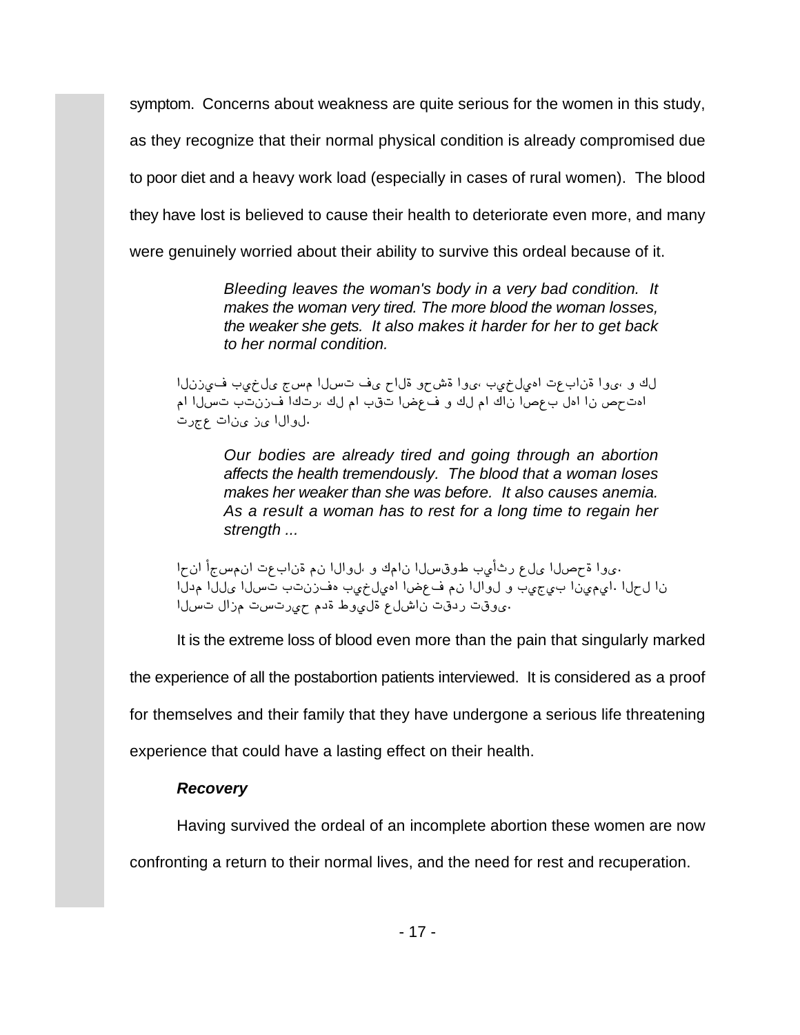symptom. Concerns about weakness are quite serious for the women in this study, as they recognize that their normal physical condition is already compromised due to poor diet and a heavy work load (especially in cases of rural women). The blood they have lost is believed to cause their health to deteriorate even more, and many were genuinely worried about their ability to survive this ordeal because of it.

> *Bleeding leaves the woman's body in a very bad condition. It makes the woman very tired. The more blood the woman losses, the weaker she gets. It also makes it harder for her to get back to her normal condition.*

لك و ،ىوا ةنابعت اهيلخيب ،ىوا ةشحو ةلاح ىف تسلا مسج ىلخيب فيزنلا
اهتحص نا اهل بعصا ناك ام لك و فعضا تقب ام لك ،رتكا فزنتب تسلا ام
.لوالا ىز ىنات عجرت

> *Our bodies are already tired and going through an abortion affects the health tremendously. The blood that a woman loses makes her weaker than she was before. It also causes anemia. As a result a woman has to rest for a long time to regain her strength ...*

.ىوا ةحصلا ىلع رثأيب طوقسلا نامك و ،لوالا نم ةنابعت انمسجأ انحا
مدلا اللى الست بتنزفه بيخليها اضعف من الاول و بيجيب انيميا. الحل ان
.ىوقت ردقت ناشلع ةليوط ةدم حيرتست مزال تسلا

It is the extreme loss of blood even more than the pain that singularly marked the experience of all the postabortion patients interviewed. It is considered as a proof for themselves and their family that they have undergone a serious life threatening experience that could have a lasting effect on their health.

### *Recovery*

Having survived the ordeal of an incomplete abortion these women are now confronting a return to their normal lives, and the need for rest and recuperation.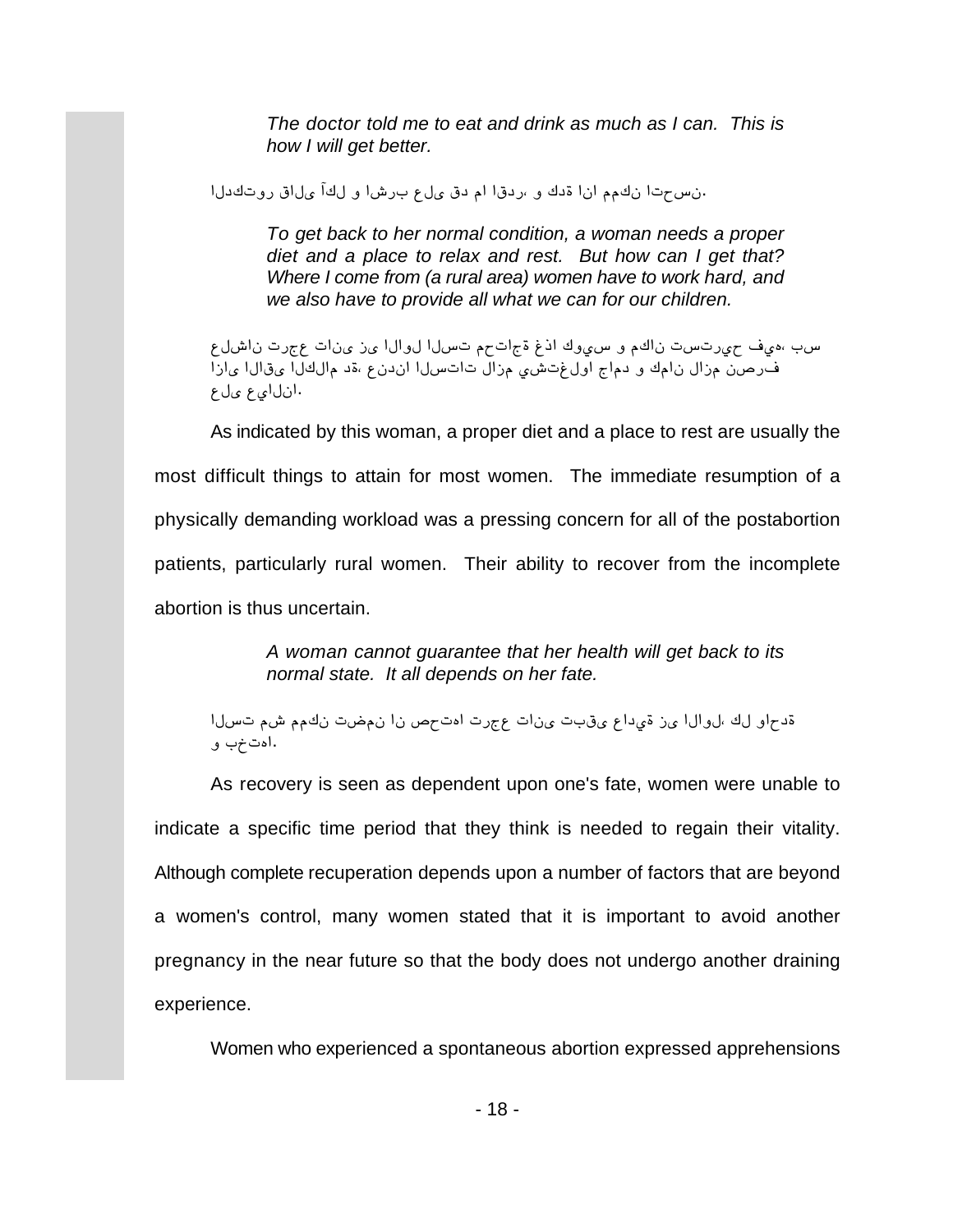*The doctor told me to eat and drink as much as I can. This is how I will get better.*

الدكتور قالى آكل و اشرب على قد ما اقدر، و كدة انا ممكن اتحسن.

*To get back to her normal condition, a woman needs a proper diet and a place to relax and rest. But how can I get that? Where I come from (a rural area) women have to work hard, and we also have to provide all what we can for our children.*

علشان ترجع تانى زى الاول الست محتاجة غذا كويس و مكان تستريح فيه، بس ازاى الاقى الكلام دة، عندنا الستات لازم يشتغلوا جامد و كمان لازم نصرف على عيالنا.

As indicated by this woman, a proper diet and a place to rest are usually the most difficult things to attain for most women. The immediate resumption of a physically demanding workload was a pressing concern for all of the postabortion patients, particularly rural women. Their ability to recover from the incomplete abortion is thus uncertain.

*A woman cannot guarantee that her health will get back to its normal state. It all depends on her fate.*

الست مش ممكن تضمن ان صحتها ترجع تانى تبقى عادية زى الاول، كل واحدة و بختها.

As recovery is seen as dependent upon one's fate, women were unable to indicate a specific time period that they think is needed to regain their vitality. Although complete recuperation depends upon a number of factors that are beyond a women's control, many women stated that it is important to avoid another pregnancy in the near future so that the body does not undergo another draining experience.

Women who experienced a spontaneous abortion expressed apprehensions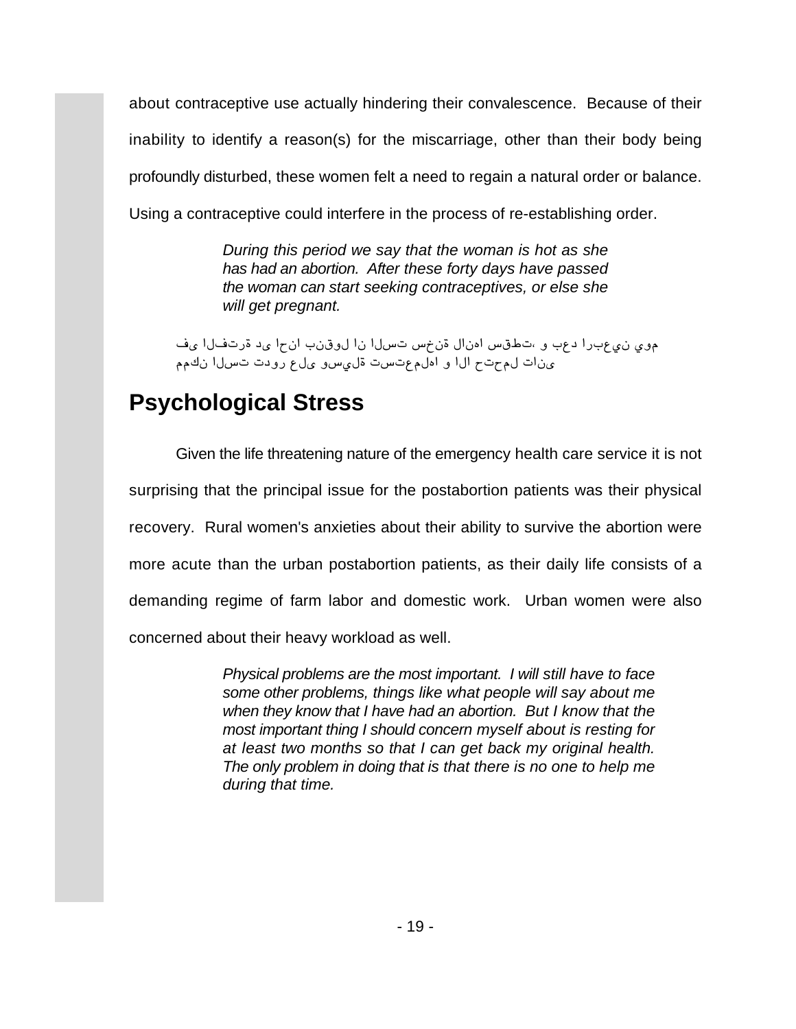about contraceptive use actually hindering their convalescence. Because of their inability to identify a reason(s) for the miscarriage, other than their body being profoundly disturbed, these women felt a need to regain a natural order or balance. Using a contraceptive could interfere in the process of re-establishing order.

> *During this period we say that the woman is hot as she has had an abortion. After these forty days have passed the woman can start seeking contraceptives, or else she will get pregnant.*

موي نيعبرا دعب و ،تطقس اهنال ةنخس تسلا نا لوقنب انحا ىد ةرتفلا ىف
ىنات لمحتح الا و اهلمعتست ةليسو ىلع رودت تسلا نكمم

## Psychological Stress

Given the life threatening nature of the emergency health care service it is not surprising that the principal issue for the postabortion patients was their physical recovery. Rural women's anxieties about their ability to survive the abortion were more acute than the urban postabortion patients, as their daily life consists of a demanding regime of farm labor and domestic work. Urban women were also concerned about their heavy workload as well.

> *Physical problems are the most important. I will still have to face some other problems, things like what people will say about me when they know that I have had an abortion. But I know that the most important thing I should concern myself about is resting for at least two months so that I can get back my original health. The only problem in doing that is that there is no one to help me during that time.*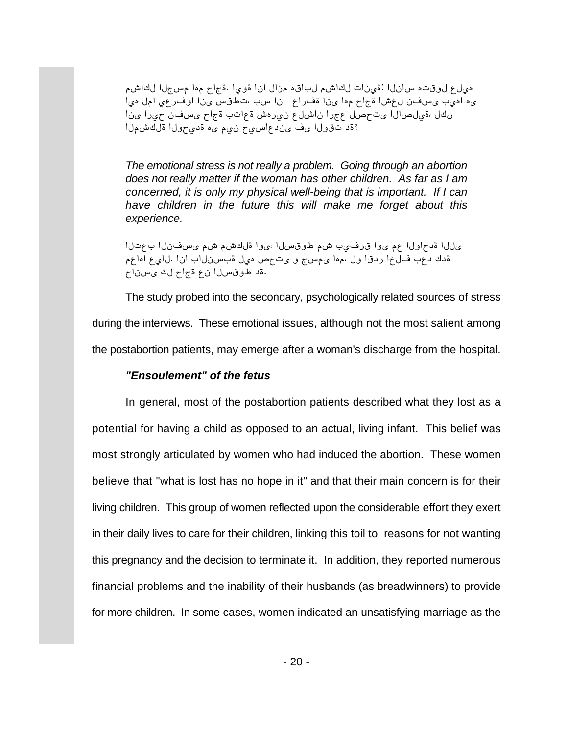هيلع لوقته سانلا :ةينات لكاشم لباقه مزال انا ةويا .ةجاح مها مسجلا لكاشم
ىه اهيب ىسفن لغشا ةجاح مها ىنا ةفراع  انا سب ،تطقس ىنا اوفرعي امل هيا
نكل ،ةيلصالا ىتحصل عجرا ناشلع نيرهش ةعاتب ةجاح ىسفن حيرا ىنا
؟ةد تقولا ىف ىندعاسيح نيم ىه ةديحولا ةلكشملا

*The emotional stress is not really a problem. Going through an abortion does not really matter if the woman has other children. As far as I am concerned, it is only my physical well-being that is important. If I can have children in the future this will make me forget about this experience.*

ىللا ةدحاولا عم ىوا قرفيب شم طوقسلا ،ىوا ةلكشم شم ىسفنلا بعتلا
ةدك دعب فلخا ردقا ول ،مها ىمسج و ىتحص هيل ةبسنلاب انا .لايع اهاعم
.ةد طوقسلا نع ةجاح لك ىسناح

The study probed into the secondary, psychologically related sources of stress during the interviews. These emotional issues, although not the most salient among the postabortion patients, may emerge after a woman's discharge from the hospital.

***"Ensoulement" of the fetus***

In general, most of the postabortion patients described what they lost as a potential for having a child as opposed to an actual, living infant. This belief was most strongly articulated by women who had induced the abortion. These women believe that "what is lost has no hope in it" and that their main concern is for their living children. This group of women reflected upon the considerable effort they exert in their daily lives to care for their children, linking this toil to reasons for not wanting this pregnancy and the decision to terminate it. In addition, they reported numerous financial problems and the inability of their husbands (as breadwinners) to provide for more children. In some cases, women indicated an unsatisfying marriage as the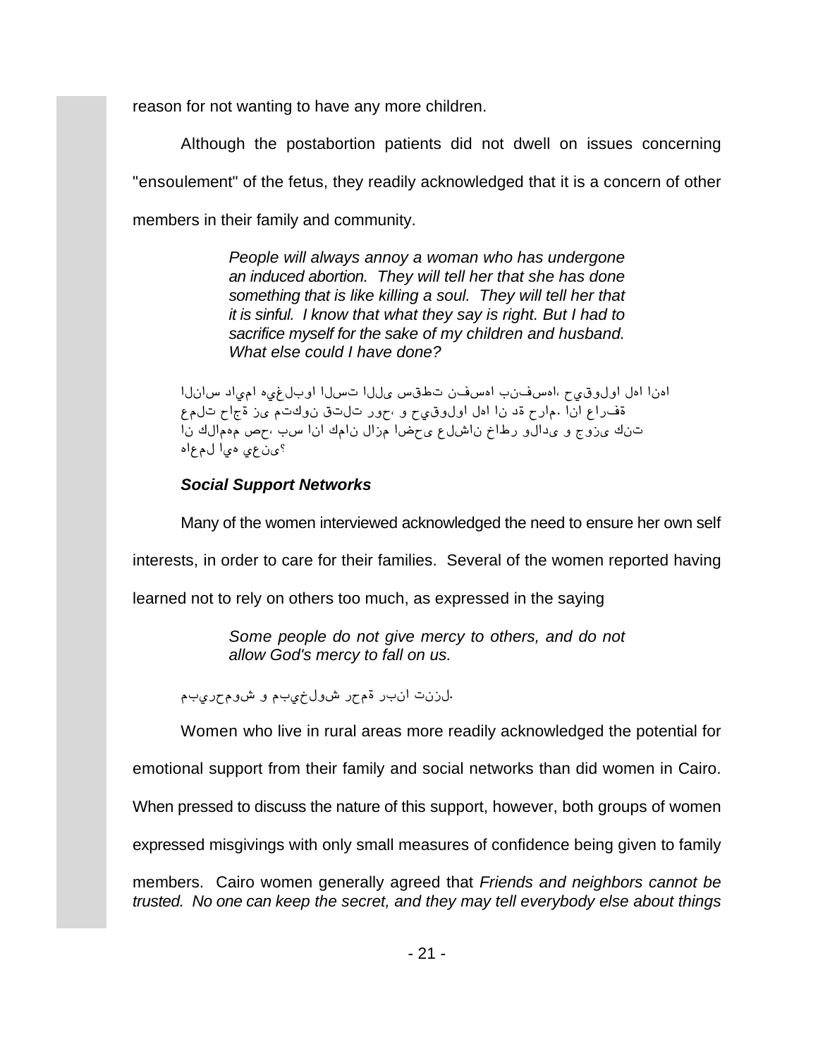reason for not wanting to have any more children.

Although the postabortion patients did not dwell on issues concerning "ensoulement" of the fetus, they readily acknowledged that it is a concern of other members in their family and community.

> *People will always annoy a woman who has undergone an induced abortion. They will tell her that she has done something that is like killing a soul. They will tell her that it is sinful. I know that what they say is right. But I had to sacrifice myself for the sake of my children and husband. What else could I have done?*

> الناس دايما هيغلبوا الست اللى سقطت نفسها بنفسها، حيقولوا لها انها عملت حاجة زى متكون قتلت روح، و حيقولوا لها ان ده حرام. انا عارفة ان كلامهم صح، بس انا كان لازم اضحى علشان خاطر ولادى و جوزى كنت هاعمل ايه يعنى؟

### ***Social Support Networks***

Many of the women interviewed acknowledged the need to ensure her own self interests, in order to care for their families. Several of the women reported having learned not to rely on others too much, as expressed in the saying

> *Some people do not give mercy to others, and do not allow God's mercy to fall on us.*

> مبيرحموش و مبيخلوش رحمة ربنا تنزل.

Women who live in rural areas more readily acknowledged the potential for emotional support from their family and social networks than did women in Cairo. When pressed to discuss the nature of this support, however, both groups of women expressed misgivings with only small measures of confidence being given to family members. Cairo women generally agreed that *Friends and neighbors cannot be trusted. No one can keep the secret, and they may tell everybody else about things*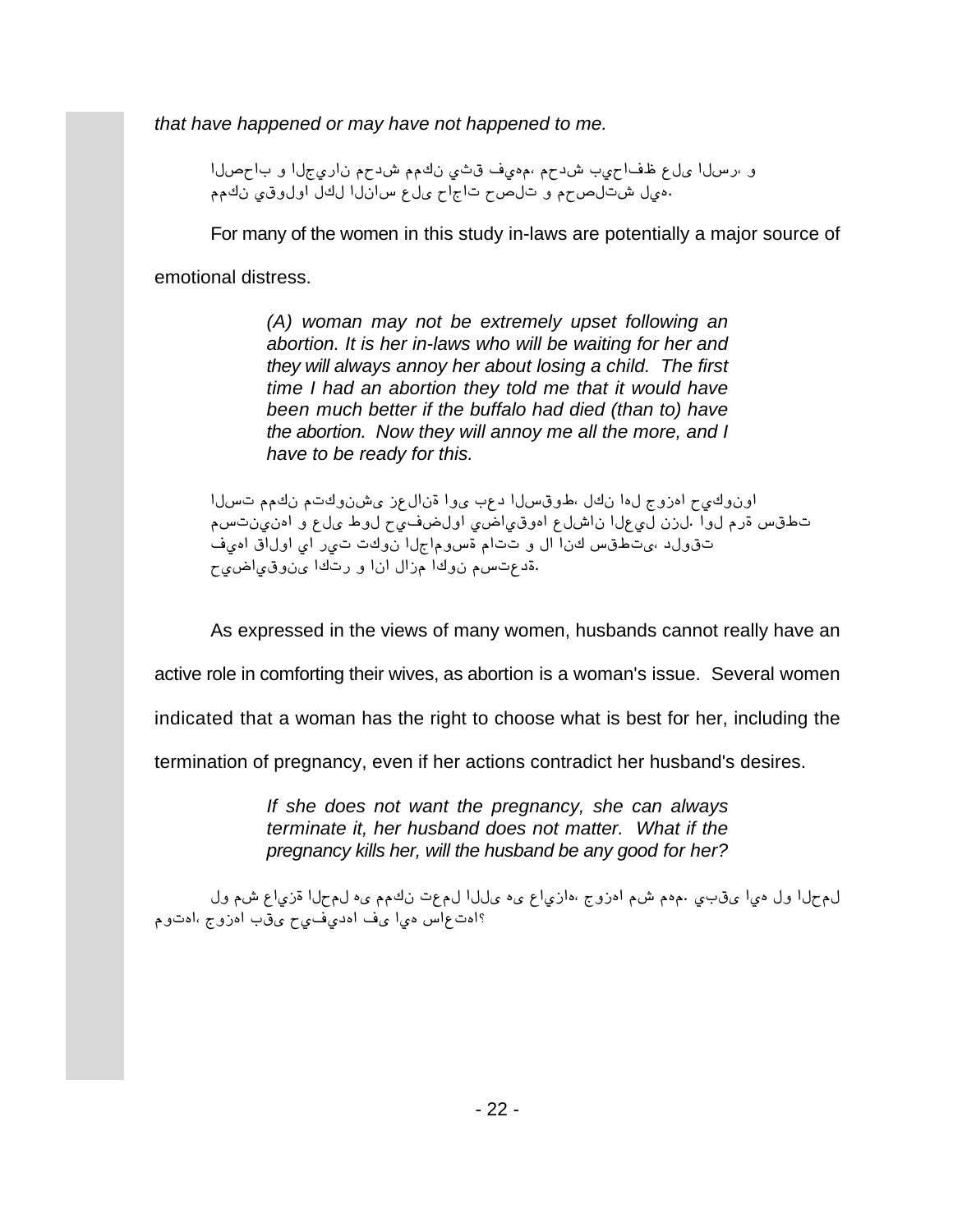*that have happened or may have not happened to me.*

و ،رسلا ىلع ظفاحيب شدحم ،مهيف قثي نكمم شدحم ناريجلا و باحصلا
.هيل شتلصحم و تلصح تاجاح ىلع سانلا لكل اولوقي نكمم

For many of the women in this study in-laws are potentially a major source of emotional distress.

> *(A) woman may not be extremely upset following an abortion. It is her in-laws who will be waiting for her and they will always annoy her about losing a child. The first time I had an abortion they told me that it would have been much better if the buffalo had died (than to) have the abortion. Now they will annoy me all the more, and I have to be ready for this.*

اونوكيح اهزوج لها نكل ،طوقسلا دعب ىوا ةنالعز ىشنوكتم نكمم تسلا
تطقس ةرم لوا .لزن ليعلا ناشلع اهوقياضي اولضفيح لوط ىلع و اهنينتسم
تقولد ،ىتطقس كنا ال و تتام ةسوماجلا نوكت تير اي اولاق اهيف
.ةدعتسم نوكا مزال انا و رتكا ىنوقياضيح

As expressed in the views of many women, husbands cannot really have an active role in comforting their wives, as abortion is a woman's issue. Several women indicated that a woman has the right to choose what is best for her, including the termination of pregnancy, even if her actions contradict her husband's desires.

> *If she does not want the pregnancy, she can always terminate it, her husband does not matter. What if the pregnancy kills her, will the husband be any good for her?*

لمحلا ول هيا ىقبي .مهم شم اهزوج ،هازياع ىه ىللا لمعت نكمم ىه لمحلا ةزياع شم ول
؟اهتعاس هيا ىف اهديفيح ىقب اهزوج ،اهتوم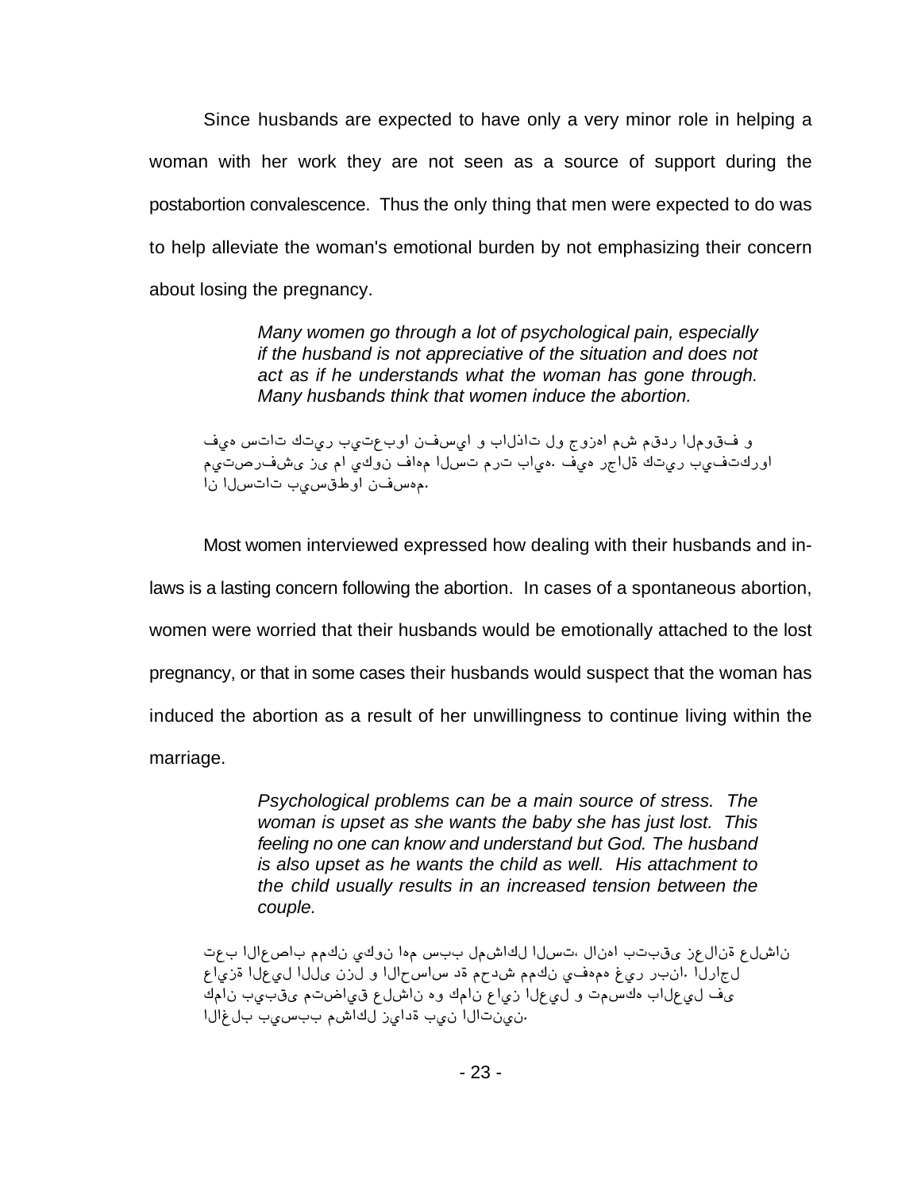Since husbands are expected to have only a very minor role in helping a woman with her work they are not seen as a source of support during the postabortion convalescence. Thus the only thing that men were expected to do was to help alleviate the woman's emotional burden by not emphasizing their concern about losing the pregnancy.

> *Many women go through a lot of psychological pain, especially if the husband is not appreciative of the situation and does not act as if he understands what the woman has gone through. Many husbands think that women induce the abortion.*

و فقوملا ردقم شم اهزوج ول تاذلاب و ايسفن اوبعتيب ريتك تاتس هيف
اوركتفيب ريتك ةلاجر هيف .هياب ترم تسلا مهاف نوكي ام ىز ىشفرصتيم
ان الستات بيسقطوا نفسهم.

Most women interviewed expressed how dealing with their husbands and in-laws is a lasting concern following the abortion. In cases of a spontaneous abortion, women were worried that their husbands would be emotionally attached to the lost pregnancy, or that in some cases their husbands would suspect that the woman has induced the abortion as a result of her unwillingness to continue living within the marriage.

> *Psychological problems can be a main source of stress. The woman is upset as she wants the baby she has just lost. This feeling no one can know and understand but God. The husband is also upset as he wants the child as well. His attachment to the child usually results in an increased tension between the couple.*

ناشلع ةنالعز ىقبتب اهنال ,تسلا لكاشمل ببس مها نوكي نكمم باصعالا بعت
لجارلا .انبر ريغ همهفي نكمم شدحم ةد ساسحالا و لزن ىللا ليعلا ةزياع
ىف ليعلاب هكسمت و ليعلا زياع نامك وه ناشلع قياضتم ىقبيب نامك
الاغلب بيسبب لكاشم ةدايز نيب الاثنين.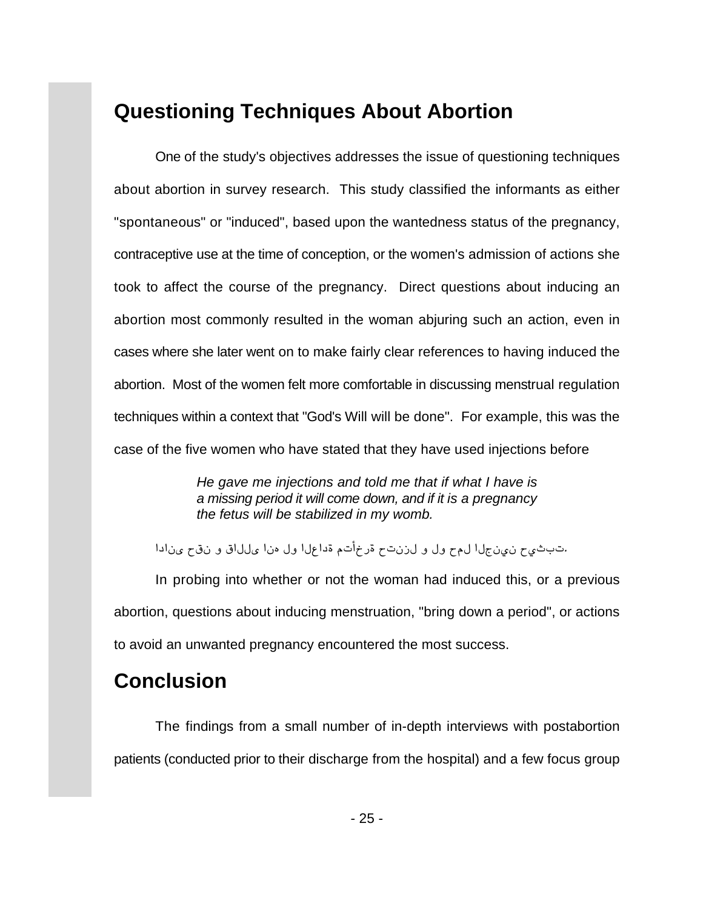## Questioning Techniques About Abortion

One of the study's objectives addresses the issue of questioning techniques about abortion in survey research. This study classified the informants as either "spontaneous" or "induced", based upon the wantedness status of the pregnancy, contraceptive use at the time of conception, or the women's admission of actions she took to affect the course of the pregnancy. Direct questions about inducing an abortion most commonly resulted in the woman abjuring such an action, even in cases where she later went on to make fairly clear references to having induced the abortion. Most of the women felt more comfortable in discussing menstrual regulation techniques within a context that "God's Will will be done". For example, this was the case of the five women who have stated that they have used injections before

> *He gave me injections and told me that if what I have is a missing period it will come down, and if it is a pregnancy the fetus will be stabilized in my womb.*

ادانى حقن و قاللى انه لو العادة متأخرة حتنزل و لو حمل الجنين حيثبت.

In probing into whether or not the woman had induced this, or a previous abortion, questions about inducing menstruation, "bring down a period", or actions to avoid an unwanted pregnancy encountered the most success.

## Conclusion

The findings from a small number of in-depth interviews with postabortion patients (conducted prior to their discharge from the hospital) and a few focus group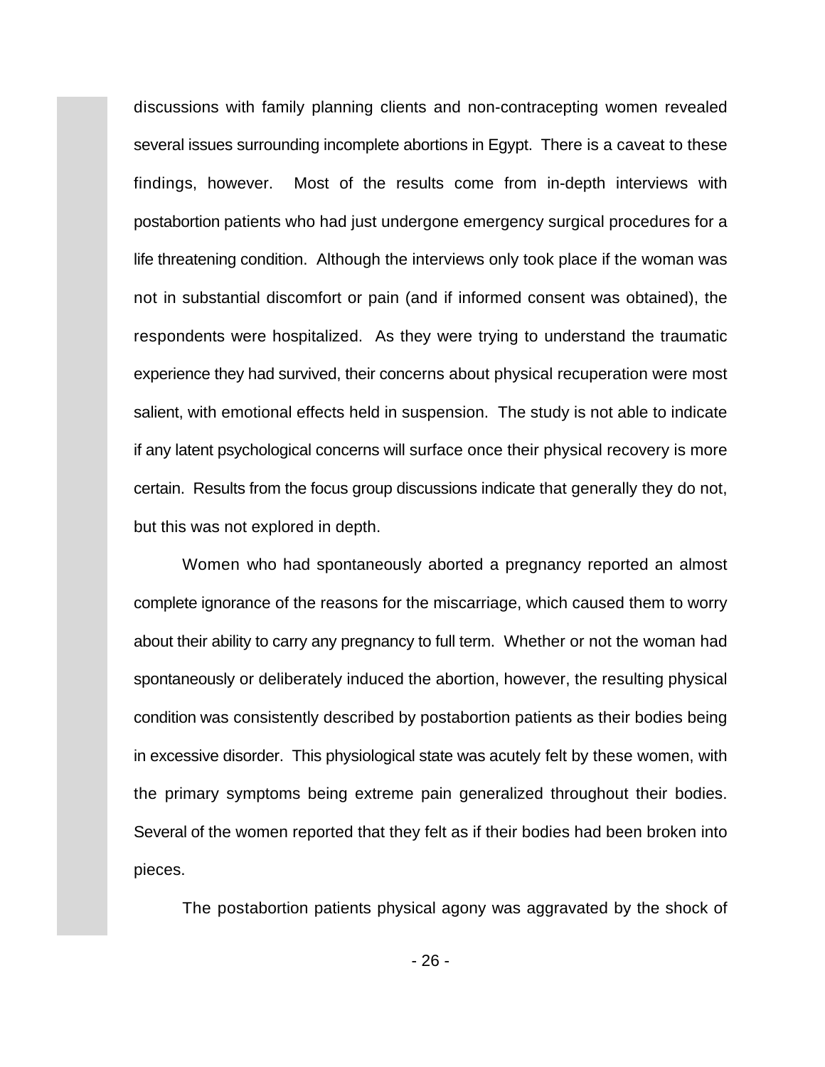discussions with family planning clients and non-contracepting women revealed several issues surrounding incomplete abortions in Egypt. There is a caveat to these findings, however. Most of the results come from in-depth interviews with postabortion patients who had just undergone emergency surgical procedures for a life threatening condition. Although the interviews only took place if the woman was not in substantial discomfort or pain (and if informed consent was obtained), the respondents were hospitalized. As they were trying to understand the traumatic experience they had survived, their concerns about physical recuperation were most salient, with emotional effects held in suspension. The study is not able to indicate if any latent psychological concerns will surface once their physical recovery is more certain. Results from the focus group discussions indicate that generally they do not, but this was not explored in depth.

Women who had spontaneously aborted a pregnancy reported an almost complete ignorance of the reasons for the miscarriage, which caused them to worry about their ability to carry any pregnancy to full term. Whether or not the woman had spontaneously or deliberately induced the abortion, however, the resulting physical condition was consistently described by postabortion patients as their bodies being in excessive disorder. This physiological state was acutely felt by these women, with the primary symptoms being extreme pain generalized throughout their bodies. Several of the women reported that they felt as if their bodies had been broken into pieces.

The postabortion patients physical agony was aggravated by the shock of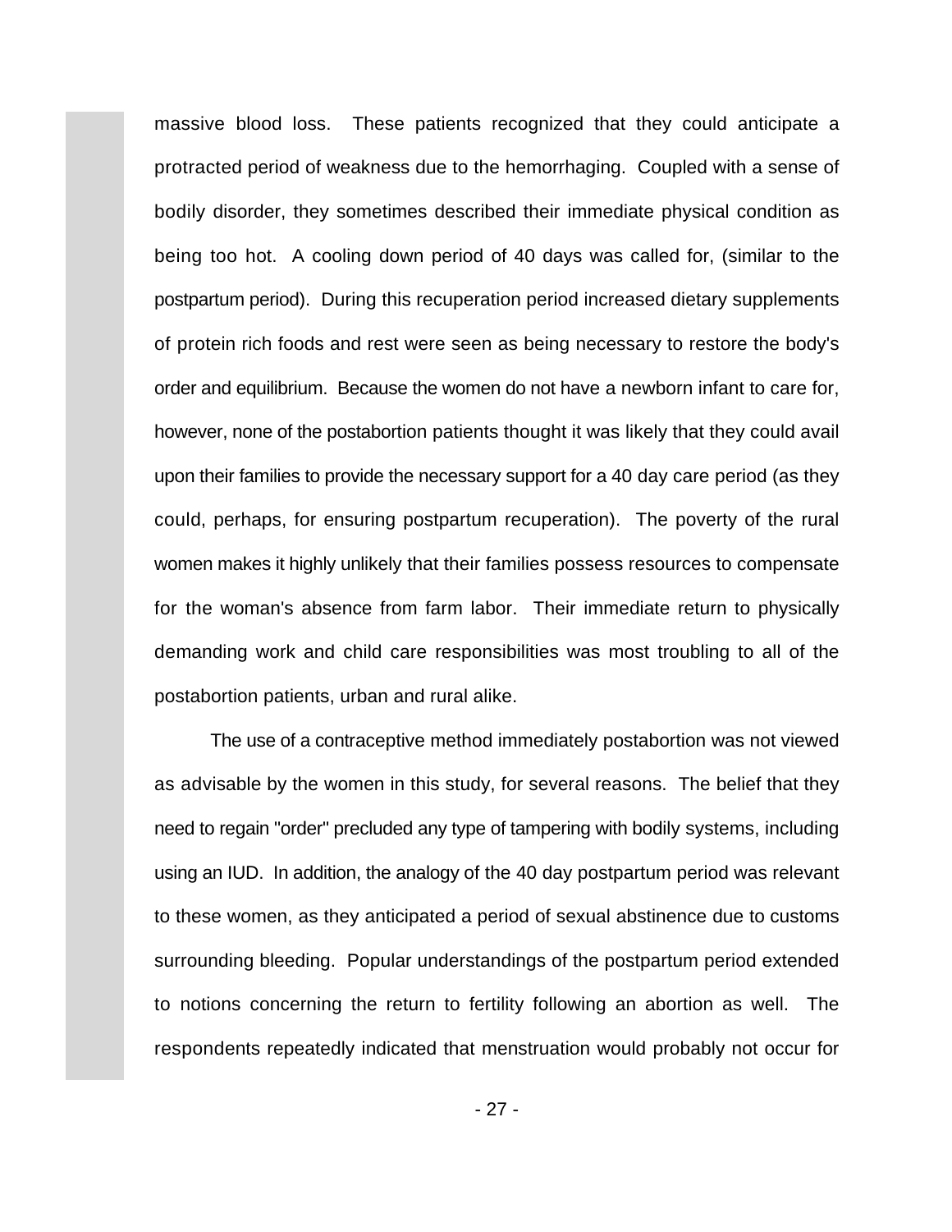massive blood loss. These patients recognized that they could anticipate a protracted period of weakness due to the hemorrhaging. Coupled with a sense of bodily disorder, they sometimes described their immediate physical condition as being too hot. A cooling down period of 40 days was called for, (similar to the postpartum period). During this recuperation period increased dietary supplements of protein rich foods and rest were seen as being necessary to restore the body's order and equilibrium. Because the women do not have a newborn infant to care for, however, none of the postabortion patients thought it was likely that they could avail upon their families to provide the necessary support for a 40 day care period (as they could, perhaps, for ensuring postpartum recuperation). The poverty of the rural women makes it highly unlikely that their families possess resources to compensate for the woman's absence from farm labor. Their immediate return to physically demanding work and child care responsibilities was most troubling to all of the postabortion patients, urban and rural alike.

The use of a contraceptive method immediately postabortion was not viewed as advisable by the women in this study, for several reasons. The belief that they need to regain "order" precluded any type of tampering with bodily systems, including using an IUD. In addition, the analogy of the 40 day postpartum period was relevant to these women, as they anticipated a period of sexual abstinence due to customs surrounding bleeding. Popular understandings of the postpartum period extended to notions concerning the return to fertility following an abortion as well. The respondents repeatedly indicated that menstruation would probably not occur for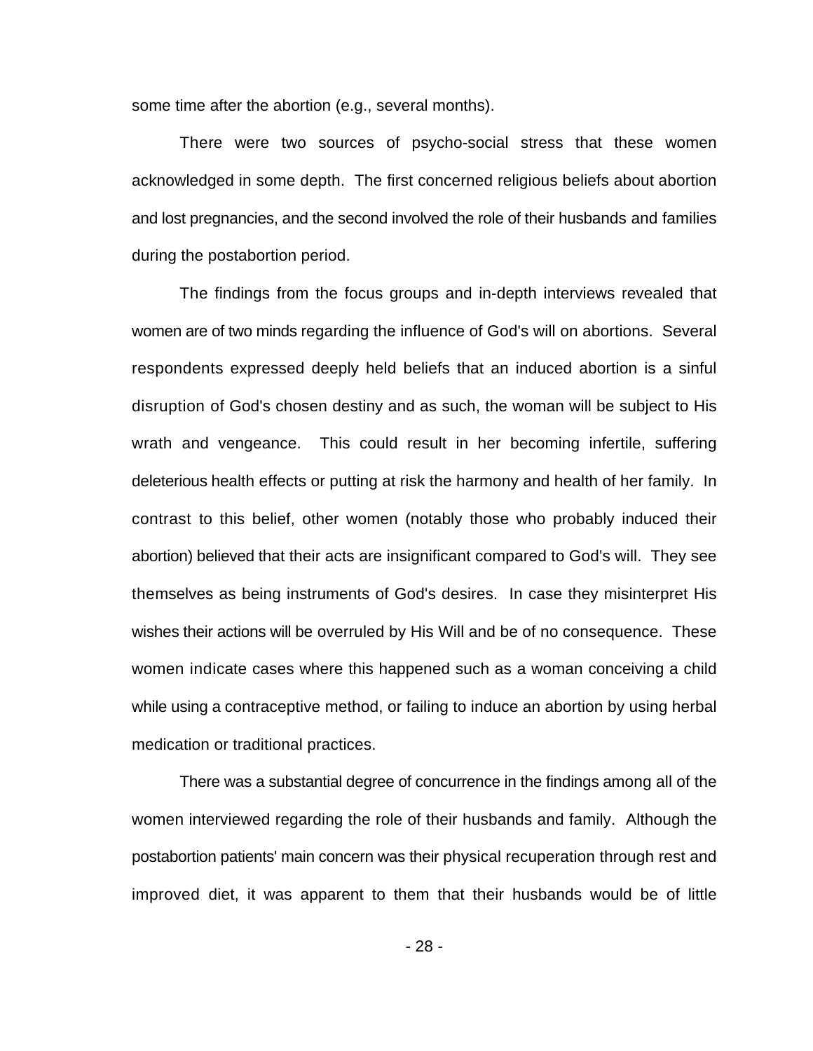some time after the abortion (e.g., several months).

There were two sources of psycho-social stress that these women acknowledged in some depth. The first concerned religious beliefs about abortion and lost pregnancies, and the second involved the role of their husbands and families during the postabortion period.

The findings from the focus groups and in-depth interviews revealed that women are of two minds regarding the influence of God's will on abortions. Several respondents expressed deeply held beliefs that an induced abortion is a sinful disruption of God's chosen destiny and as such, the woman will be subject to His wrath and vengeance. This could result in her becoming infertile, suffering deleterious health effects or putting at risk the harmony and health of her family. In contrast to this belief, other women (notably those who probably induced their abortion) believed that their acts are insignificant compared to God's will. They see themselves as being instruments of God's desires. In case they misinterpret His wishes their actions will be overruled by His Will and be of no consequence. These women indicate cases where this happened such as a woman conceiving a child while using a contraceptive method, or failing to induce an abortion by using herbal medication or traditional practices.

There was a substantial degree of concurrence in the findings among all of the women interviewed regarding the role of their husbands and family. Although the postabortion patients' main concern was their physical recuperation through rest and improved diet, it was apparent to them that their husbands would be of little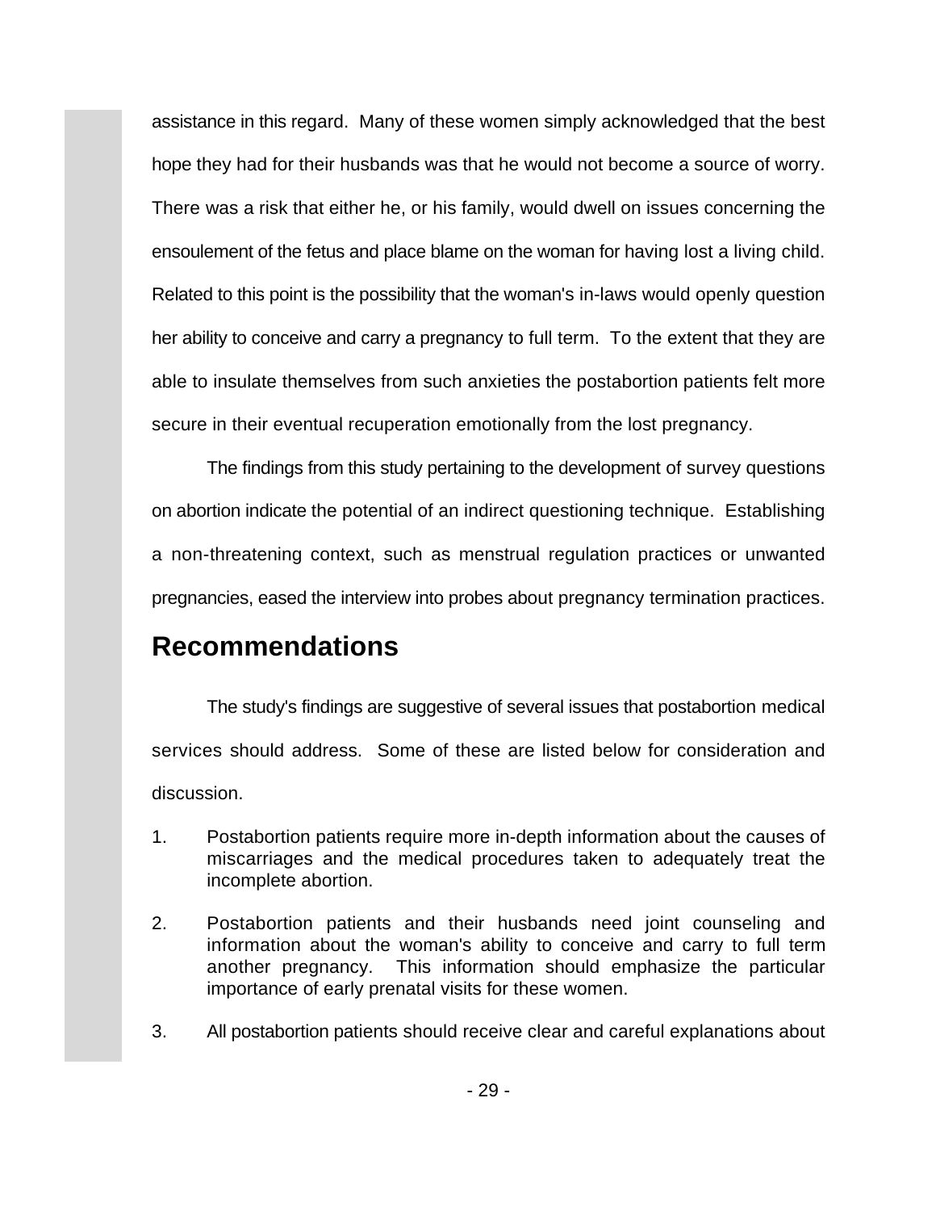assistance in this regard. Many of these women simply acknowledged that the best hope they had for their husbands was that he would not become a source of worry. There was a risk that either he, or his family, would dwell on issues concerning the ensoulement of the fetus and place blame on the woman for having lost a living child. Related to this point is the possibility that the woman's in-laws would openly question her ability to conceive and carry a pregnancy to full term. To the extent that they are able to insulate themselves from such anxieties the postabortion patients felt more secure in their eventual recuperation emotionally from the lost pregnancy.

The findings from this study pertaining to the development of survey questions on abortion indicate the potential of an indirect questioning technique. Establishing a non-threatening context, such as menstrual regulation practices or unwanted pregnancies, eased the interview into probes about pregnancy termination practices.

## Recommendations

The study's findings are suggestive of several issues that postabortion medical services should address. Some of these are listed below for consideration and discussion.

1. Postabortion patients require more in-depth information about the causes of miscarriages and the medical procedures taken to adequately treat the incomplete abortion.

2. Postabortion patients and their husbands need joint counseling and information about the woman's ability to conceive and carry to full term another pregnancy. This information should emphasize the particular importance of early prenatal visits for these women.

3. All postabortion patients should receive clear and careful explanations about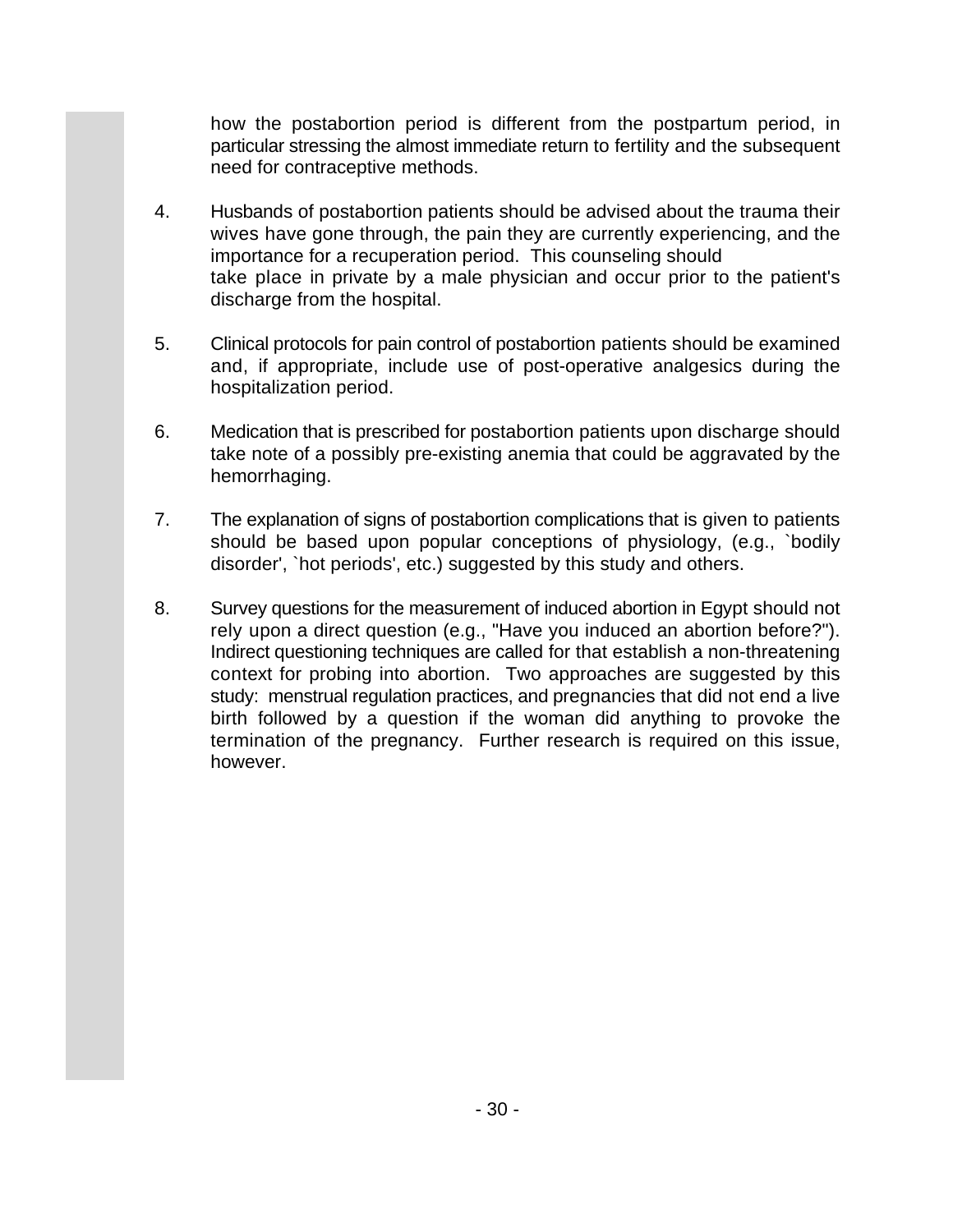how the postabortion period is different from the postpartum period, in particular stressing the almost immediate return to fertility and the subsequent need for contraceptive methods.

4. Husbands of postabortion patients should be advised about the trauma their wives have gone through, the pain they are currently experiencing, and the importance for a recuperation period. This counseling should take place in private by a male physician and occur prior to the patient's discharge from the hospital.

5. Clinical protocols for pain control of postabortion patients should be examined and, if appropriate, include use of post-operative analgesics during the hospitalization period.

6. Medication that is prescribed for postabortion patients upon discharge should take note of a possibly pre-existing anemia that could be aggravated by the hemorrhaging.

7. The explanation of signs of postabortion complications that is given to patients should be based upon popular conceptions of physiology, (e.g., `bodily disorder', `hot periods', etc.) suggested by this study and others.

8. Survey questions for the measurement of induced abortion in Egypt should not rely upon a direct question (e.g., "Have you induced an abortion before?"). Indirect questioning techniques are called for that establish a non-threatening context for probing into abortion. Two approaches are suggested by this study: menstrual regulation practices, and pregnancies that did not end a live birth followed by a question if the woman did anything to provoke the termination of the pregnancy. Further research is required on this issue, however.